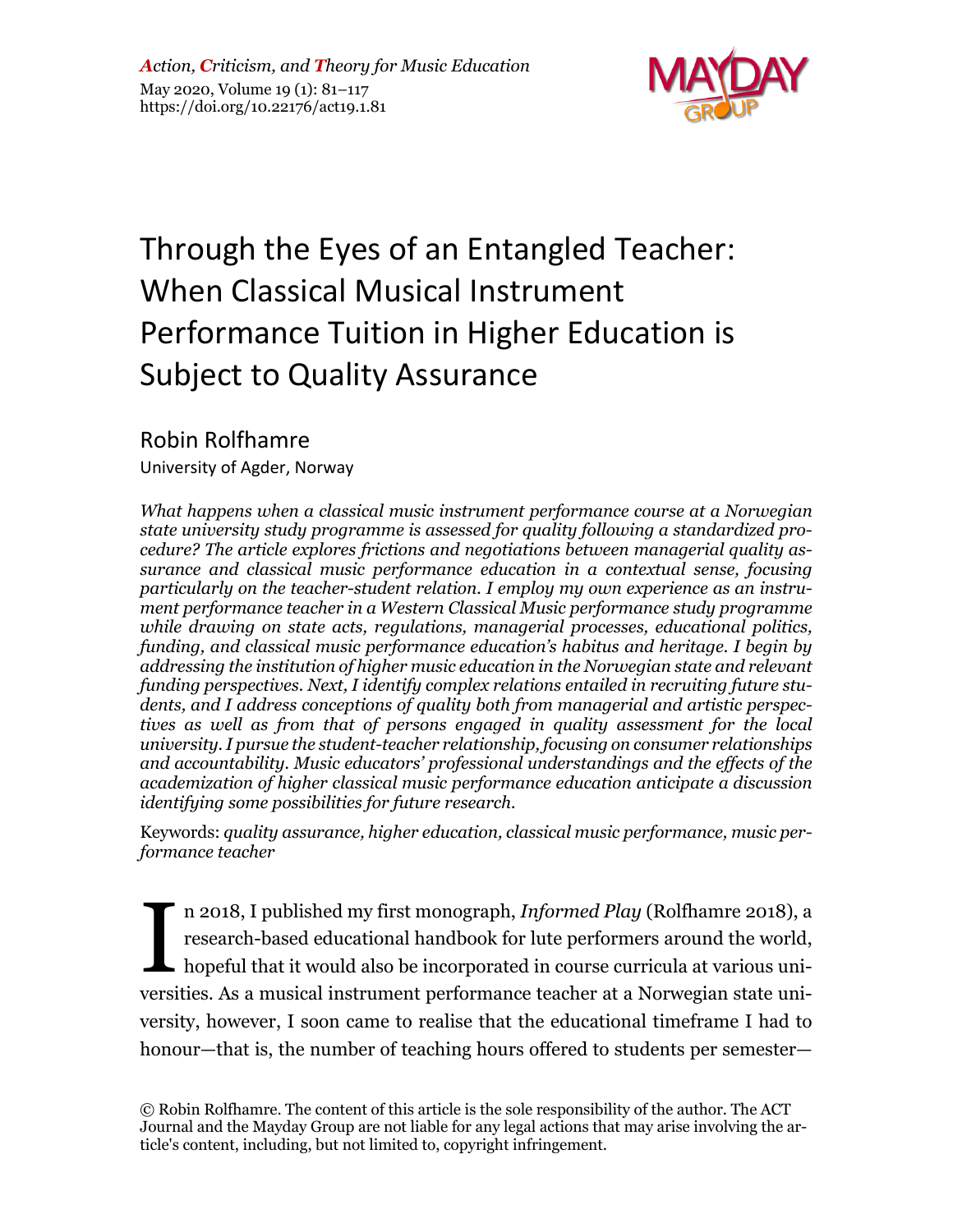*Action, Criticism, and Theory for Music Education*
May 2020, Volume 19 (1): 81–117
https://doi.org/10.22176/act19.1.81

# Through the Eyes of an Entangled Teacher: When Classical Musical Instrument Performance Tuition in Higher Education is Subject to Quality Assurance

## Robin Rolfhamre

University of Agder, Norway

*What happens when a classical music instrument performance course at a Norwegian state university study programme is assessed for quality following a standardized procedure? The article explores frictions and negotiations between managerial quality assurance and classical music performance education in a contextual sense, focusing particularly on the teacher-student relation. I employ my own experience as an instrument performance teacher in a Western Classical Music performance study programme while drawing on state acts, regulations, managerial processes, educational politics, funding, and classical music performance education's habitus and heritage. I begin by addressing the institution of higher music education in the Norwegian state and relevant funding perspectives. Next, I identify complex relations entailed in recruiting future students, and I address conceptions of quality both from managerial and artistic perspectives as well as from that of persons engaged in quality assessment for the local university. I pursue the student-teacher relationship, focusing on consumer relationships and accountability. Music educators' professional understandings and the effects of the academization of higher classical music performance education anticipate a discussion identifying some possibilities for future research.*

Keywords: *quality assurance, higher education, classical music performance, music performance teacher*

In 2018, I published my first monograph, *Informed Play* (Rolfhamre 2018), a research-based educational handbook for lute performers around the world, hopeful that it would also be incorporated in course curricula at various universities. As a musical instrument performance teacher at a Norwegian state university, however, I soon came to realise that the educational timeframe I had to honour—that is, the number of teaching hours offered to students per semester—

© Robin Rolfhamre. The content of this article is the sole responsibility of the author. The ACT Journal and the Mayday Group are not liable for any legal actions that may arise involving the article's content, including, but not limited to, copyright infringement.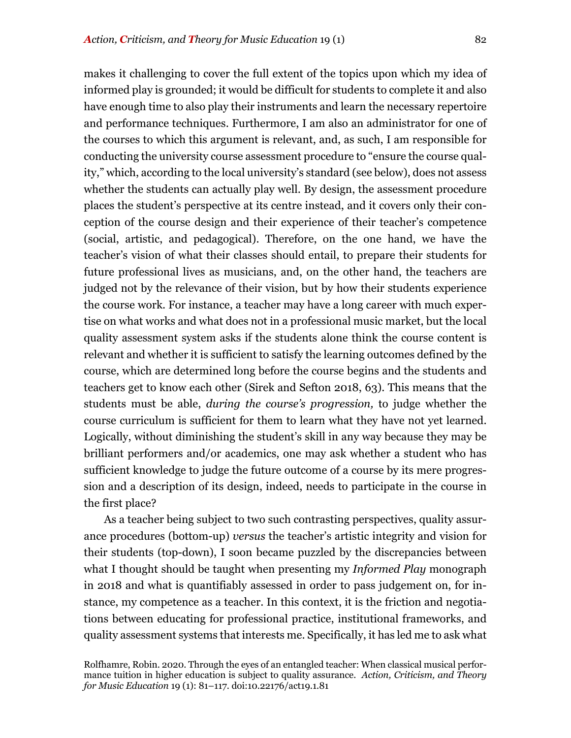makes it challenging to cover the full extent of the topics upon which my idea of informed play is grounded; it would be difficult for students to complete it and also have enough time to also play their instruments and learn the necessary repertoire and performance techniques. Furthermore, I am also an administrator for one of the courses to which this argument is relevant, and, as such, I am responsible for conducting the university course assessment procedure to "ensure the course quality," which, according to the local university's standard (see below), does not assess whether the students can actually play well. By design, the assessment procedure places the student's perspective at its centre instead, and it covers only their conception of the course design and their experience of their teacher's competence (social, artistic, and pedagogical). Therefore, on the one hand, we have the teacher's vision of what their classes should entail, to prepare their students for future professional lives as musicians, and, on the other hand, the teachers are judged not by the relevance of their vision, but by how their students experience the course work. For instance, a teacher may have a long career with much expertise on what works and what does not in a professional music market, but the local quality assessment system asks if the students alone think the course content is relevant and whether it is sufficient to satisfy the learning outcomes defined by the course, which are determined long before the course begins and the students and teachers get to know each other (Sirek and Sefton 2018, 63). This means that the students must be able, *during the course's progression,* to judge whether the course curriculum is sufficient for them to learn what they have not yet learned. Logically, without diminishing the student's skill in any way because they may be brilliant performers and/or academics, one may ask whether a student who has sufficient knowledge to judge the future outcome of a course by its mere progression and a description of its design, indeed, needs to participate in the course in the first place?

As a teacher being subject to two such contrasting perspectives, quality assurance procedures (bottom-up) *versus* the teacher's artistic integrity and vision for their students (top-down), I soon became puzzled by the discrepancies between what I thought should be taught when presenting my *Informed Play* monograph in 2018 and what is quantifiably assessed in order to pass judgement on, for instance, my competence as a teacher. In this context, it is the friction and negotiations between educating for professional practice, institutional frameworks, and quality assessment systems that interests me. Specifically, it has led me to ask what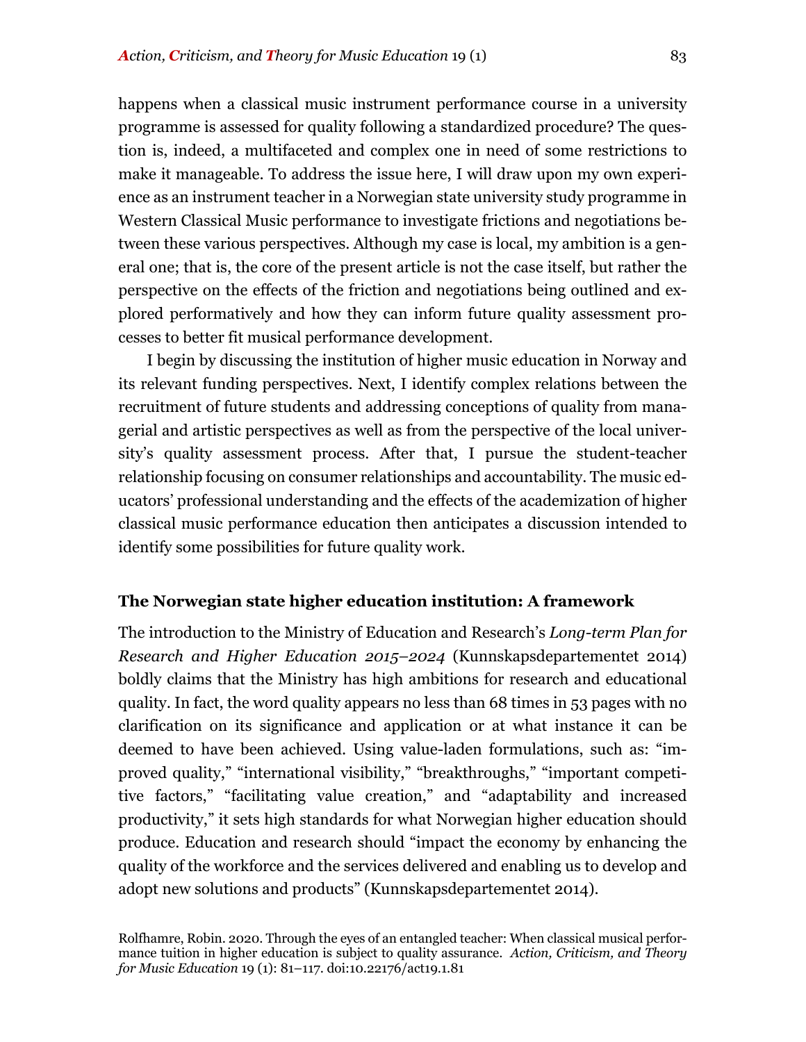happens when a classical music instrument performance course in a university programme is assessed for quality following a standardized procedure? The question is, indeed, a multifaceted and complex one in need of some restrictions to make it manageable. To address the issue here, I will draw upon my own experience as an instrument teacher in a Norwegian state university study programme in Western Classical Music performance to investigate frictions and negotiations between these various perspectives. Although my case is local, my ambition is a general one; that is, the core of the present article is not the case itself, but rather the perspective on the effects of the friction and negotiations being outlined and explored performatively and how they can inform future quality assessment processes to better fit musical performance development.

I begin by discussing the institution of higher music education in Norway and its relevant funding perspectives. Next, I identify complex relations between the recruitment of future students and addressing conceptions of quality from managerial and artistic perspectives as well as from the perspective of the local university's quality assessment process. After that, I pursue the student-teacher relationship focusing on consumer relationships and accountability. The music educators' professional understanding and the effects of the academization of higher classical music performance education then anticipates a discussion intended to identify some possibilities for future quality work.

## The Norwegian state higher education institution: A framework

The introduction to the Ministry of Education and Research's *Long-term Plan for Research and Higher Education 2015–2024* (Kunnskapsdepartementet 2014) boldly claims that the Ministry has high ambitions for research and educational quality. In fact, the word quality appears no less than 68 times in 53 pages with no clarification on its significance and application or at what instance it can be deemed to have been achieved. Using value-laden formulations, such as: "improved quality," "international visibility," "breakthroughs," "important competitive factors," "facilitating value creation," and "adaptability and increased productivity," it sets high standards for what Norwegian higher education should produce. Education and research should "impact the economy by enhancing the quality of the workforce and the services delivered and enabling us to develop and adopt new solutions and products" (Kunnskapsdepartementet 2014).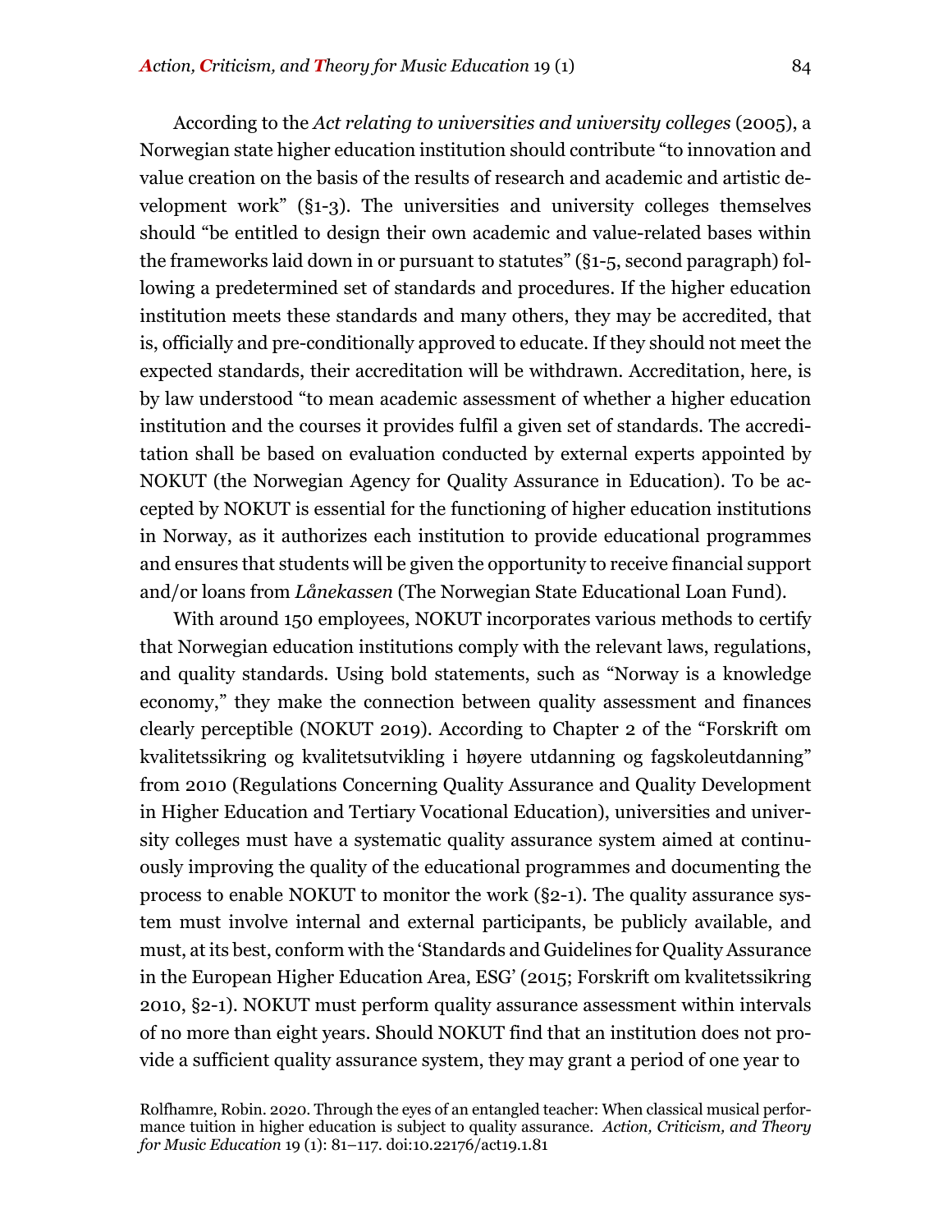According to the *Act relating to universities and university colleges* (2005), a Norwegian state higher education institution should contribute "to innovation and value creation on the basis of the results of research and academic and artistic development work" (§1-3). The universities and university colleges themselves should "be entitled to design their own academic and value-related bases within the frameworks laid down in or pursuant to statutes" (§1-5, second paragraph) following a predetermined set of standards and procedures. If the higher education institution meets these standards and many others, they may be accredited, that is, officially and pre-conditionally approved to educate. If they should not meet the expected standards, their accreditation will be withdrawn. Accreditation, here, is by law understood "to mean academic assessment of whether a higher education institution and the courses it provides fulfil a given set of standards. The accreditation shall be based on evaluation conducted by external experts appointed by NOKUT (the Norwegian Agency for Quality Assurance in Education). To be accepted by NOKUT is essential for the functioning of higher education institutions in Norway, as it authorizes each institution to provide educational programmes and ensures that students will be given the opportunity to receive financial support and/or loans from *Lånekassen* (The Norwegian State Educational Loan Fund).

With around 150 employees, NOKUT incorporates various methods to certify that Norwegian education institutions comply with the relevant laws, regulations, and quality standards. Using bold statements, such as "Norway is a knowledge economy," they make the connection between quality assessment and finances clearly perceptible (NOKUT 2019). According to Chapter 2 of the "Forskrift om kvalitetssikring og kvalitetsutvikling i høyere utdanning og fagskoleutdanning" from 2010 (Regulations Concerning Quality Assurance and Quality Development in Higher Education and Tertiary Vocational Education), universities and university colleges must have a systematic quality assurance system aimed at continuously improving the quality of the educational programmes and documenting the process to enable NOKUT to monitor the work (§2-1). The quality assurance system must involve internal and external participants, be publicly available, and must, at its best, conform with the 'Standards and Guidelines for Quality Assurance in the European Higher Education Area, ESG' (2015; Forskrift om kvalitetssikring 2010, §2-1). NOKUT must perform quality assurance assessment within intervals of no more than eight years. Should NOKUT find that an institution does not provide a sufficient quality assurance system, they may grant a period of one year to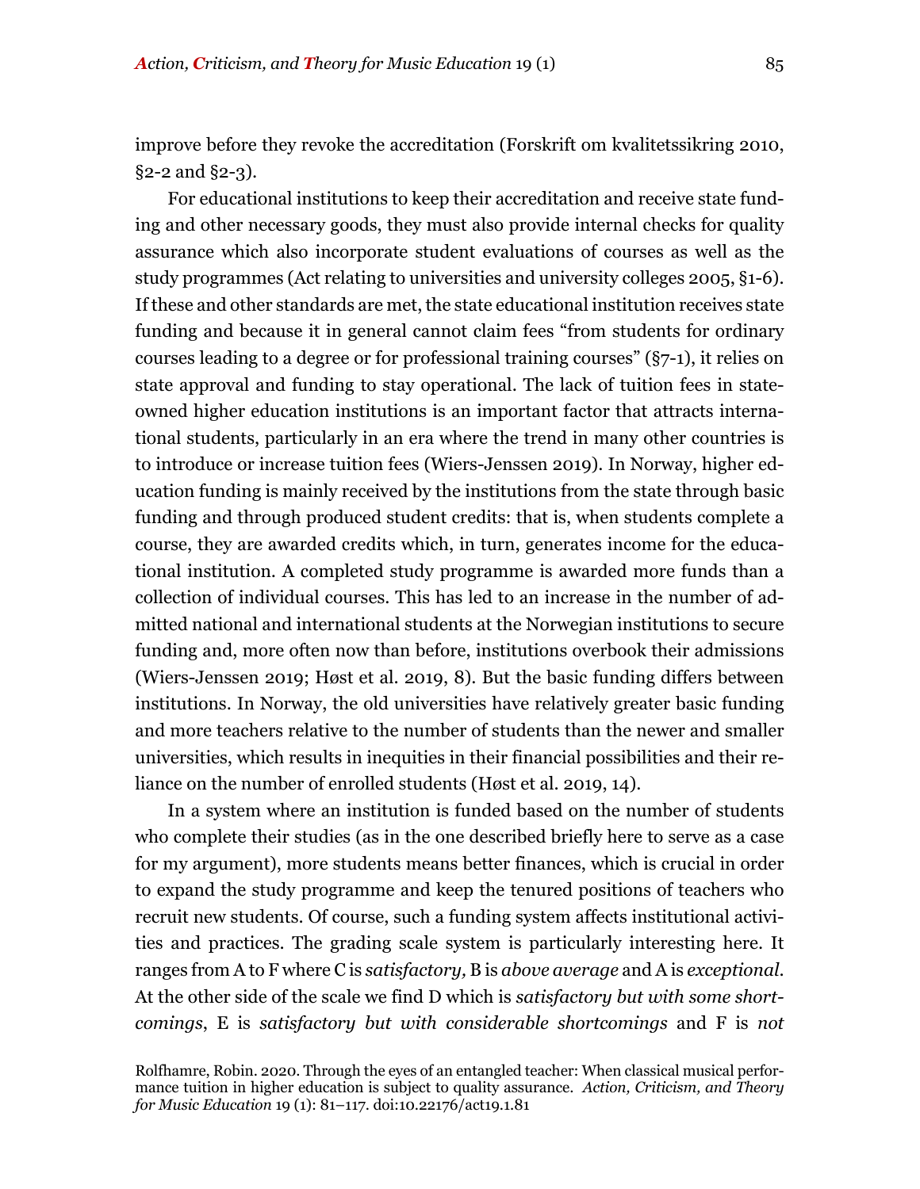improve before they revoke the accreditation (Forskrift om kvalitetssikring 2010, §2-2 and §2-3).

For educational institutions to keep their accreditation and receive state funding and other necessary goods, they must also provide internal checks for quality assurance which also incorporate student evaluations of courses as well as the study programmes (Act relating to universities and university colleges 2005, §1-6). If these and other standards are met, the state educational institution receives state funding and because it in general cannot claim fees "from students for ordinary courses leading to a degree or for professional training courses" (§7-1), it relies on state approval and funding to stay operational. The lack of tuition fees in state-owned higher education institutions is an important factor that attracts international students, particularly in an era where the trend in many other countries is to introduce or increase tuition fees (Wiers-Jenssen 2019). In Norway, higher education funding is mainly received by the institutions from the state through basic funding and through produced student credits: that is, when students complete a course, they are awarded credits which, in turn, generates income for the educational institution. A completed study programme is awarded more funds than a collection of individual courses. This has led to an increase in the number of admitted national and international students at the Norwegian institutions to secure funding and, more often now than before, institutions overbook their admissions (Wiers-Jenssen 2019; Høst et al. 2019, 8). But the basic funding differs between institutions. In Norway, the old universities have relatively greater basic funding and more teachers relative to the number of students than the newer and smaller universities, which results in inequities in their financial possibilities and their reliance on the number of enrolled students (Høst et al. 2019, 14).

In a system where an institution is funded based on the number of students who complete their studies (as in the one described briefly here to serve as a case for my argument), more students means better finances, which is crucial in order to expand the study programme and keep the tenured positions of teachers who recruit new students. Of course, such a funding system affects institutional activities and practices. The grading scale system is particularly interesting here. It ranges from A to F where C is *satisfactory*, B is *above average* and A is *exceptional*. At the other side of the scale we find D which is *satisfactory but with some shortcomings*, E is *satisfactory but with considerable shortcomings* and F is *not*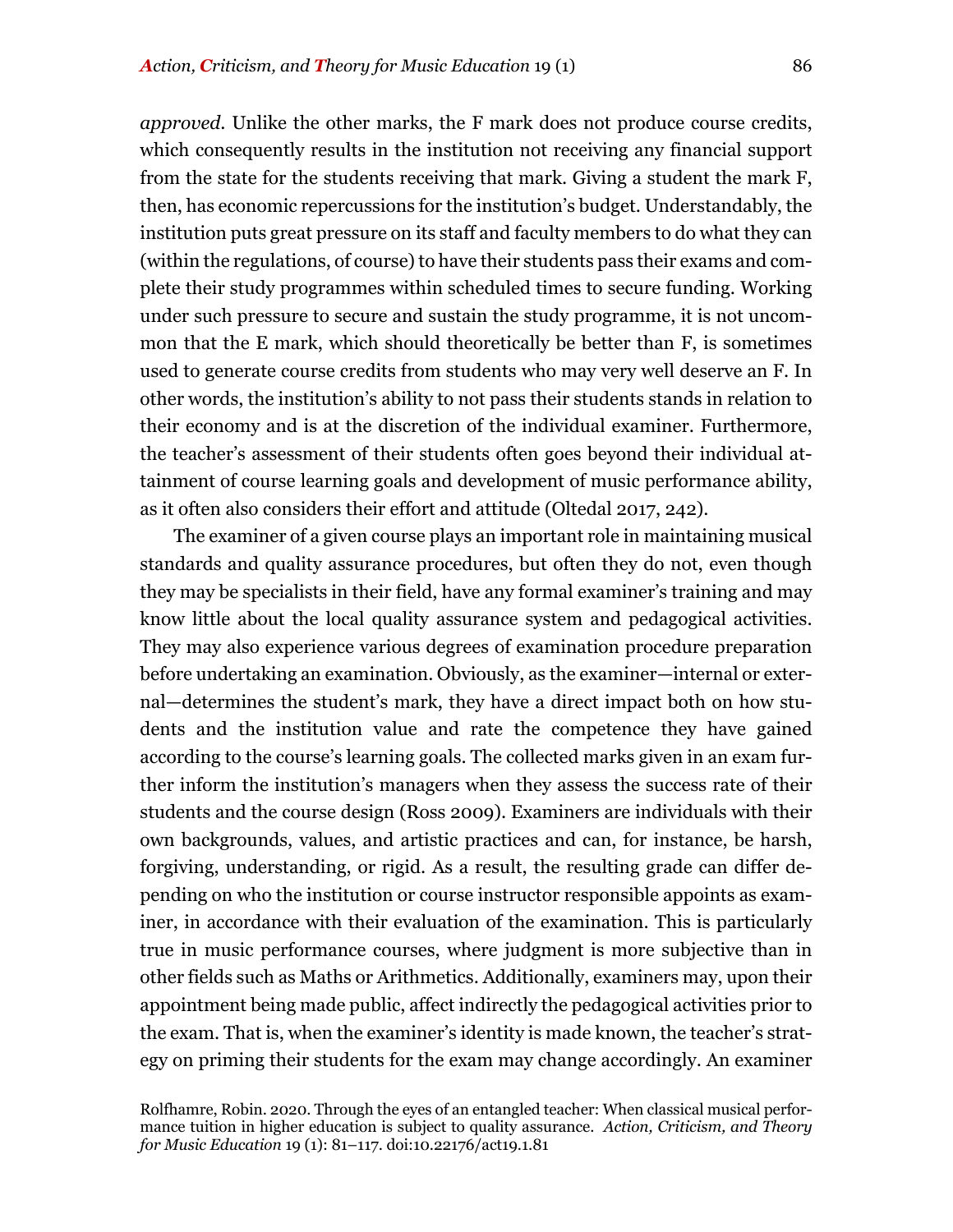*approved*. Unlike the other marks, the F mark does not produce course credits, which consequently results in the institution not receiving any financial support from the state for the students receiving that mark. Giving a student the mark F, then, has economic repercussions for the institution's budget. Understandably, the institution puts great pressure on its staff and faculty members to do what they can (within the regulations, of course) to have their students pass their exams and complete their study programmes within scheduled times to secure funding. Working under such pressure to secure and sustain the study programme, it is not uncommon that the E mark, which should theoretically be better than F, is sometimes used to generate course credits from students who may very well deserve an F. In other words, the institution's ability to not pass their students stands in relation to their economy and is at the discretion of the individual examiner. Furthermore, the teacher's assessment of their students often goes beyond their individual attainment of course learning goals and development of music performance ability, as it often also considers their effort and attitude (Oltedal 2017, 242).

The examiner of a given course plays an important role in maintaining musical standards and quality assurance procedures, but often they do not, even though they may be specialists in their field, have any formal examiner's training and may know little about the local quality assurance system and pedagogical activities. They may also experience various degrees of examination procedure preparation before undertaking an examination. Obviously, as the examiner—internal or external—determines the student's mark, they have a direct impact both on how students and the institution value and rate the competence they have gained according to the course's learning goals. The collected marks given in an exam further inform the institution's managers when they assess the success rate of their students and the course design (Ross 2009). Examiners are individuals with their own backgrounds, values, and artistic practices and can, for instance, be harsh, forgiving, understanding, or rigid. As a result, the resulting grade can differ depending on who the institution or course instructor responsible appoints as examiner, in accordance with their evaluation of the examination. This is particularly true in music performance courses, where judgment is more subjective than in other fields such as Maths or Arithmetics. Additionally, examiners may, upon their appointment being made public, affect indirectly the pedagogical activities prior to the exam. That is, when the examiner's identity is made known, the teacher's strategy on priming their students for the exam may change accordingly. An examiner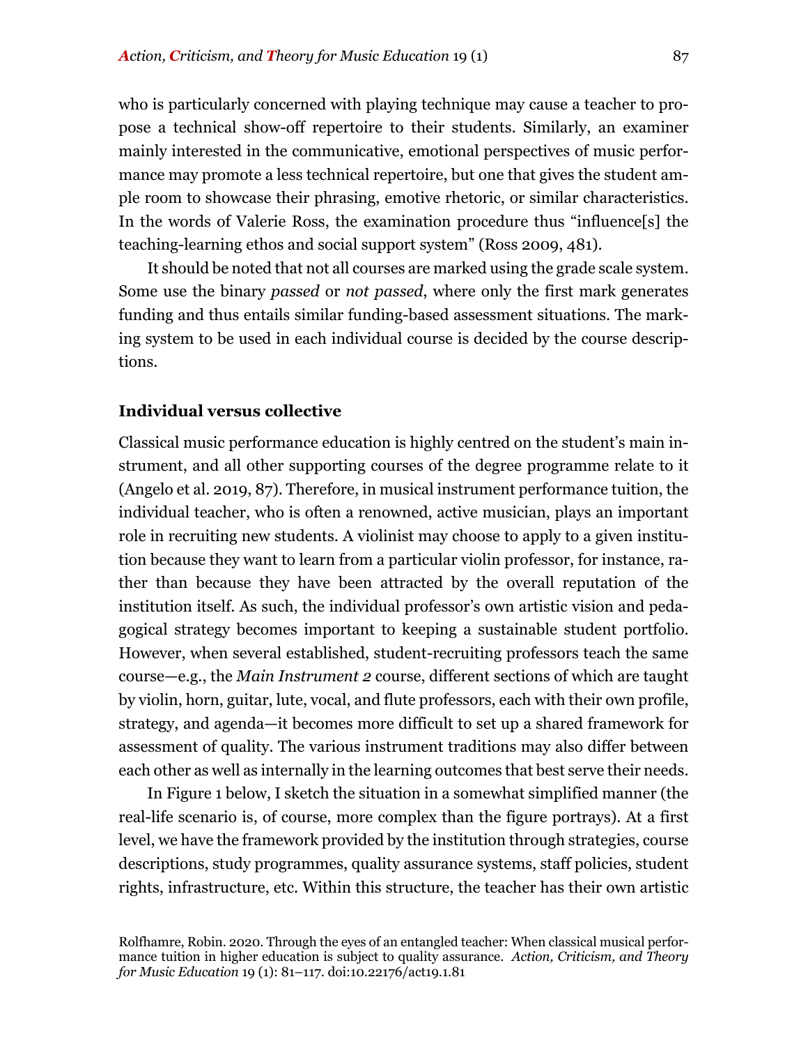who is particularly concerned with playing technique may cause a teacher to propose a technical show-off repertoire to their students. Similarly, an examiner mainly interested in the communicative, emotional perspectives of music performance may promote a less technical repertoire, but one that gives the student ample room to showcase their phrasing, emotive rhetoric, or similar characteristics. In the words of Valerie Ross, the examination procedure thus "influence[s] the teaching-learning ethos and social support system" (Ross 2009, 481).

It should be noted that not all courses are marked using the grade scale system. Some use the binary *passed* or *not passed*, where only the first mark generates funding and thus entails similar funding-based assessment situations. The marking system to be used in each individual course is decided by the course descriptions.

## Individual versus collective

Classical music performance education is highly centred on the student's main instrument, and all other supporting courses of the degree programme relate to it (Angelo et al. 2019, 87). Therefore, in musical instrument performance tuition, the individual teacher, who is often a renowned, active musician, plays an important role in recruiting new students. A violinist may choose to apply to a given institution because they want to learn from a particular violin professor, for instance, rather than because they have been attracted by the overall reputation of the institution itself. As such, the individual professor's own artistic vision and pedagogical strategy becomes important to keeping a sustainable student portfolio. However, when several established, student-recruiting professors teach the same course—e.g., the *Main Instrument 2* course, different sections of which are taught by violin, horn, guitar, lute, vocal, and flute professors, each with their own profile, strategy, and agenda—it becomes more difficult to set up a shared framework for assessment of quality. The various instrument traditions may also differ between each other as well as internally in the learning outcomes that best serve their needs.

In Figure 1 below, I sketch the situation in a somewhat simplified manner (the real-life scenario is, of course, more complex than the figure portrays). At a first level, we have the framework provided by the institution through strategies, course descriptions, study programmes, quality assurance systems, staff policies, student rights, infrastructure, etc. Within this structure, the teacher has their own artistic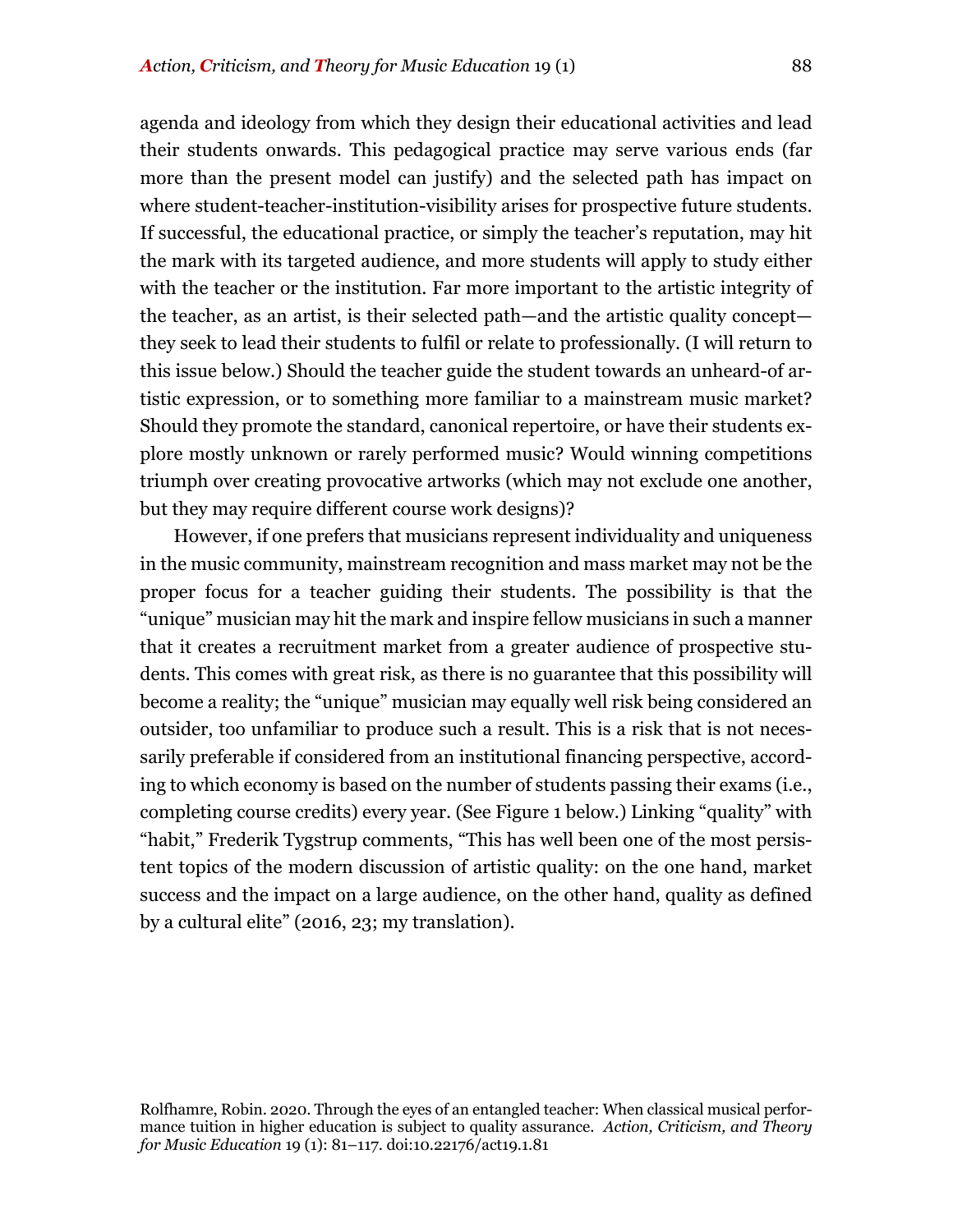agenda and ideology from which they design their educational activities and lead their students onwards. This pedagogical practice may serve various ends (far more than the present model can justify) and the selected path has impact on where student-teacher-institution-visibility arises for prospective future students. If successful, the educational practice, or simply the teacher's reputation, may hit the mark with its targeted audience, and more students will apply to study either with the teacher or the institution. Far more important to the artistic integrity of the teacher, as an artist, is their selected path—and the artistic quality concept—they seek to lead their students to fulfil or relate to professionally. (I will return to this issue below.) Should the teacher guide the student towards an unheard-of artistic expression, or to something more familiar to a mainstream music market? Should they promote the standard, canonical repertoire, or have their students explore mostly unknown or rarely performed music? Would winning competitions triumph over creating provocative artworks (which may not exclude one another, but they may require different course work designs)?

However, if one prefers that musicians represent individuality and uniqueness in the music community, mainstream recognition and mass market may not be the proper focus for a teacher guiding their students. The possibility is that the "unique" musician may hit the mark and inspire fellow musicians in such a manner that it creates a recruitment market from a greater audience of prospective students. This comes with great risk, as there is no guarantee that this possibility will become a reality; the "unique" musician may equally well risk being considered an outsider, too unfamiliar to produce such a result. This is a risk that is not necessarily preferable if considered from an institutional financing perspective, according to which economy is based on the number of students passing their exams (i.e., completing course credits) every year. (See Figure 1 below.) Linking "quality" with "habit," Frederik Tygstrup comments, "This has well been one of the most persistent topics of the modern discussion of artistic quality: on the one hand, market success and the impact on a large audience, on the other hand, quality as defined by a cultural elite" (2016, 23; my translation).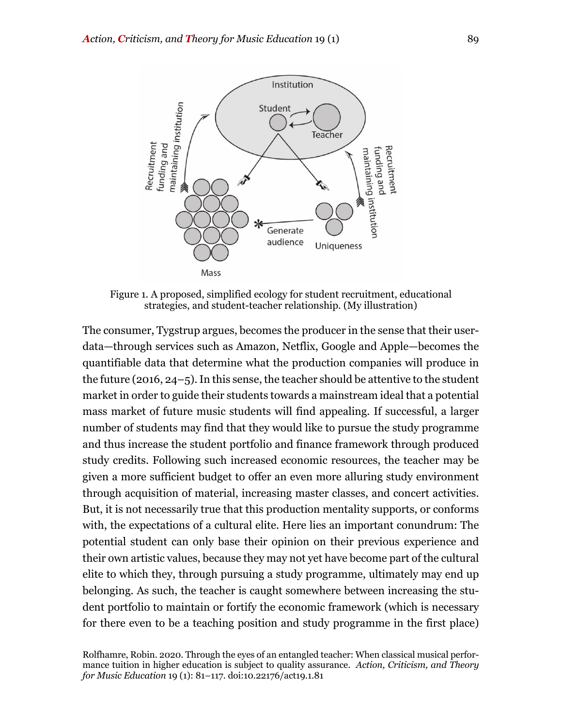Figure 1. A proposed, simplified ecology for student recruitment, educational strategies, and student-teacher relationship. (My illustration)

The consumer, Tygstrup argues, becomes the producer in the sense that their user-data—through services such as Amazon, Netflix, Google and Apple—becomes the quantifiable data that determine what the production companies will produce in the future (2016, 24–5). In this sense, the teacher should be attentive to the student market in order to guide their students towards a mainstream ideal that a potential mass market of future music students will find appealing. If successful, a larger number of students may find that they would like to pursue the study programme and thus increase the student portfolio and finance framework through produced study credits. Following such increased economic resources, the teacher may be given a more sufficient budget to offer an even more alluring study environment through acquisition of material, increasing master classes, and concert activities. But, it is not necessarily true that this production mentality supports, or conforms with, the expectations of a cultural elite. Here lies an important conundrum: The potential student can only base their opinion on their previous experience and their own artistic values, because they may not yet have become part of the cultural elite to which they, through pursuing a study programme, ultimately may end up belonging. As such, the teacher is caught somewhere between increasing the student portfolio to maintain or fortify the economic framework (which is necessary for there even to be a teaching position and study programme in the first place)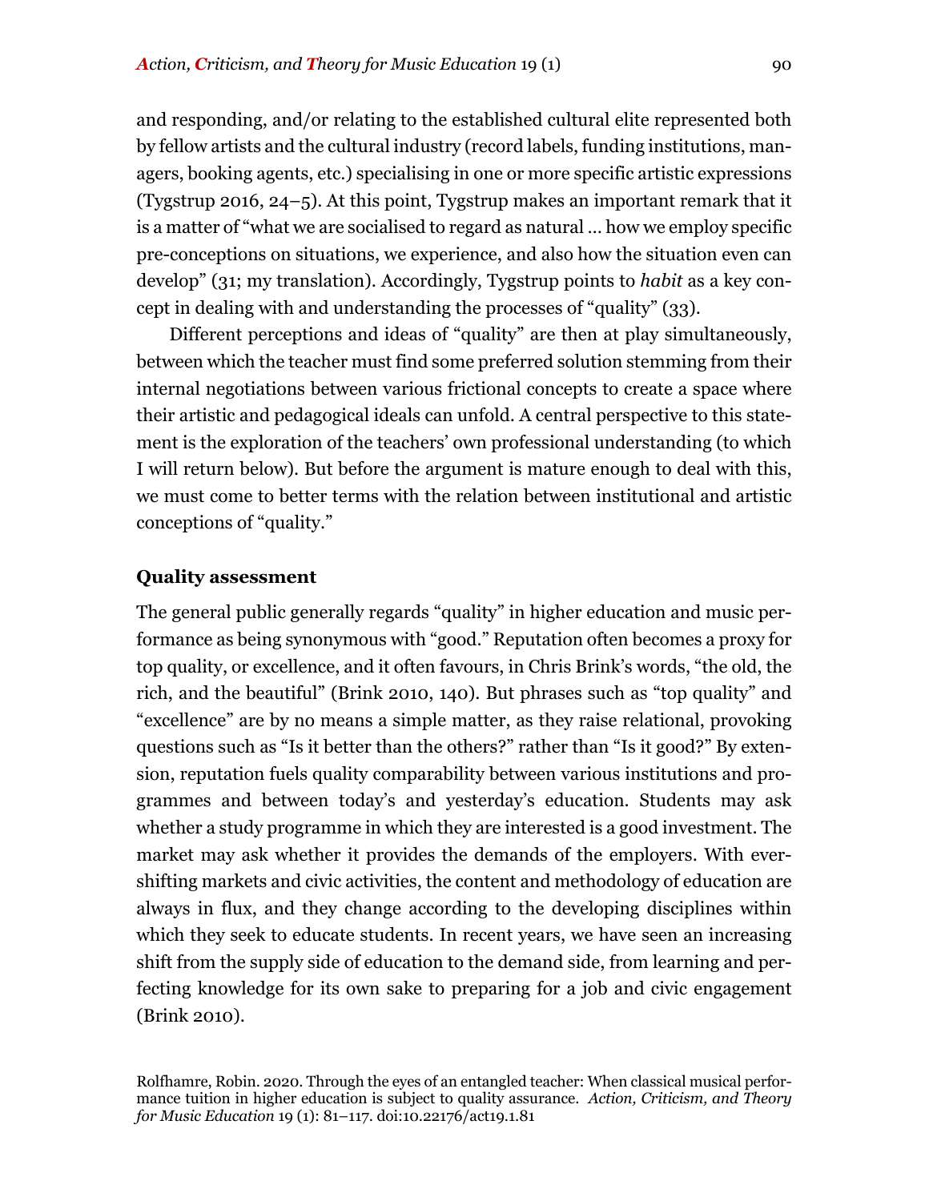and responding, and/or relating to the established cultural elite represented both by fellow artists and the cultural industry (record labels, funding institutions, managers, booking agents, etc.) specialising in one or more specific artistic expressions (Tygstrup 2016, 24–5). At this point, Tygstrup makes an important remark that it is a matter of "what we are socialised to regard as natural … how we employ specific pre-conceptions on situations, we experience, and also how the situation even can develop" (31; my translation). Accordingly, Tygstrup points to *habit* as a key concept in dealing with and understanding the processes of "quality" (33).

Different perceptions and ideas of "quality" are then at play simultaneously, between which the teacher must find some preferred solution stemming from their internal negotiations between various frictional concepts to create a space where their artistic and pedagogical ideals can unfold. A central perspective to this statement is the exploration of the teachers' own professional understanding (to which I will return below). But before the argument is mature enough to deal with this, we must come to better terms with the relation between institutional and artistic conceptions of "quality."

### Quality assessment

The general public generally regards "quality" in higher education and music performance as being synonymous with "good." Reputation often becomes a proxy for top quality, or excellence, and it often favours, in Chris Brink's words, "the old, the rich, and the beautiful" (Brink 2010, 140). But phrases such as "top quality" and "excellence" are by no means a simple matter, as they raise relational, provoking questions such as "Is it better than the others?" rather than "Is it good?" By extension, reputation fuels quality comparability between various institutions and programmes and between today's and yesterday's education. Students may ask whether a study programme in which they are interested is a good investment. The market may ask whether it provides the demands of the employers. With ever-shifting markets and civic activities, the content and methodology of education are always in flux, and they change according to the developing disciplines within which they seek to educate students. In recent years, we have seen an increasing shift from the supply side of education to the demand side, from learning and perfecting knowledge for its own sake to preparing for a job and civic engagement (Brink 2010).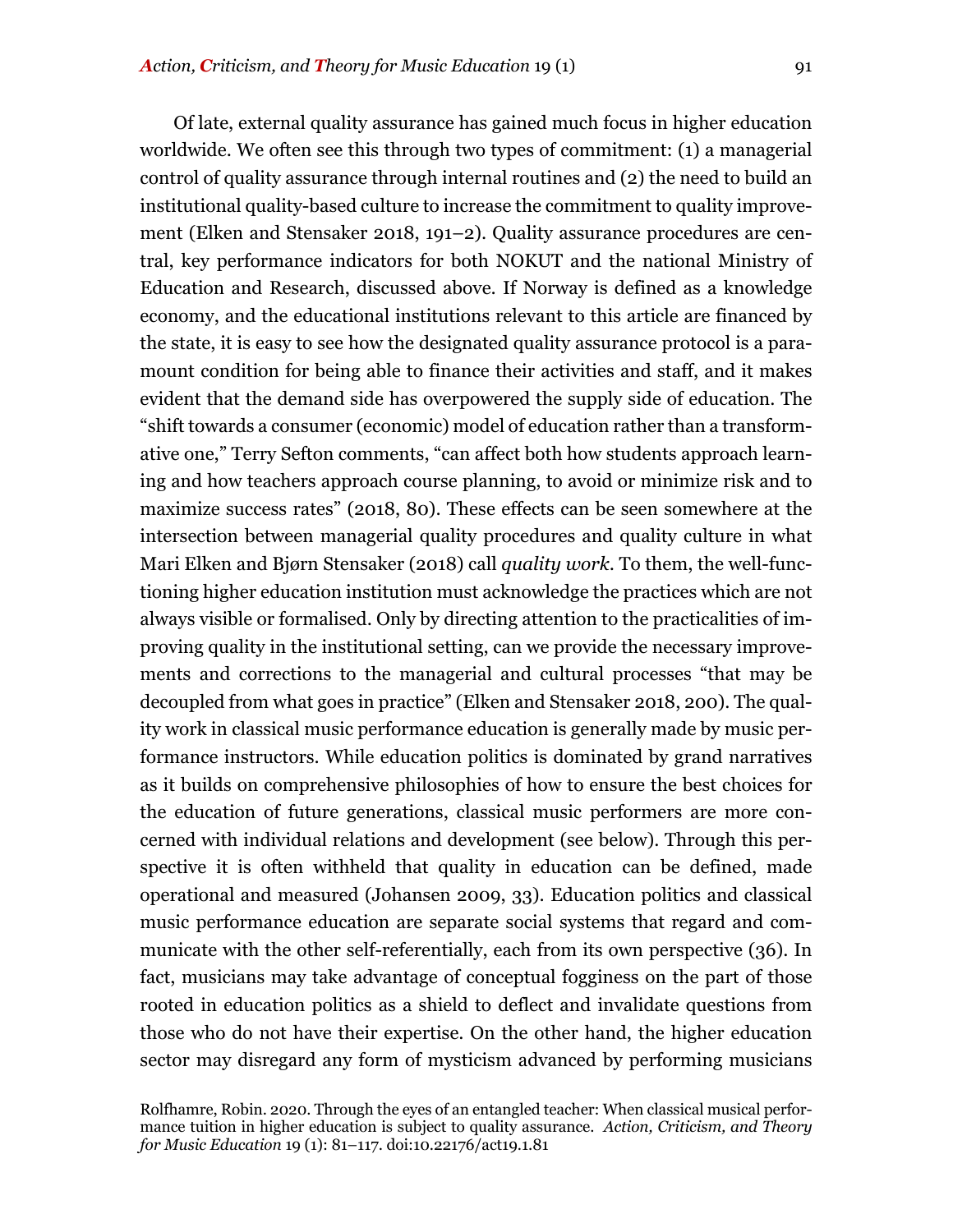Of late, external quality assurance has gained much focus in higher education worldwide. We often see this through two types of commitment: (1) a managerial control of quality assurance through internal routines and (2) the need to build an institutional quality-based culture to increase the commitment to quality improvement (Elken and Stensaker 2018, 191–2). Quality assurance procedures are central, key performance indicators for both NOKUT and the national Ministry of Education and Research, discussed above. If Norway is defined as a knowledge economy, and the educational institutions relevant to this article are financed by the state, it is easy to see how the designated quality assurance protocol is a paramount condition for being able to finance their activities and staff, and it makes evident that the demand side has overpowered the supply side of education. The "shift towards a consumer (economic) model of education rather than a transformative one," Terry Sefton comments, "can affect both how students approach learning and how teachers approach course planning, to avoid or minimize risk and to maximize success rates" (2018, 80). These effects can be seen somewhere at the intersection between managerial quality procedures and quality culture in what Mari Elken and Bjørn Stensaker (2018) call *quality work*. To them, the well-functioning higher education institution must acknowledge the practices which are not always visible or formalised. Only by directing attention to the practicalities of improving quality in the institutional setting, can we provide the necessary improvements and corrections to the managerial and cultural processes "that may be decoupled from what goes in practice" (Elken and Stensaker 2018, 200). The quality work in classical music performance education is generally made by music performance instructors. While education politics is dominated by grand narratives as it builds on comprehensive philosophies of how to ensure the best choices for the education of future generations, classical music performers are more concerned with individual relations and development (see below). Through this perspective it is often withheld that quality in education can be defined, made operational and measured (Johansen 2009, 33). Education politics and classical music performance education are separate social systems that regard and communicate with the other self-referentially, each from its own perspective (36). In fact, musicians may take advantage of conceptual fogginess on the part of those rooted in education politics as a shield to deflect and invalidate questions from those who do not have their expertise. On the other hand, the higher education sector may disregard any form of mysticism advanced by performing musicians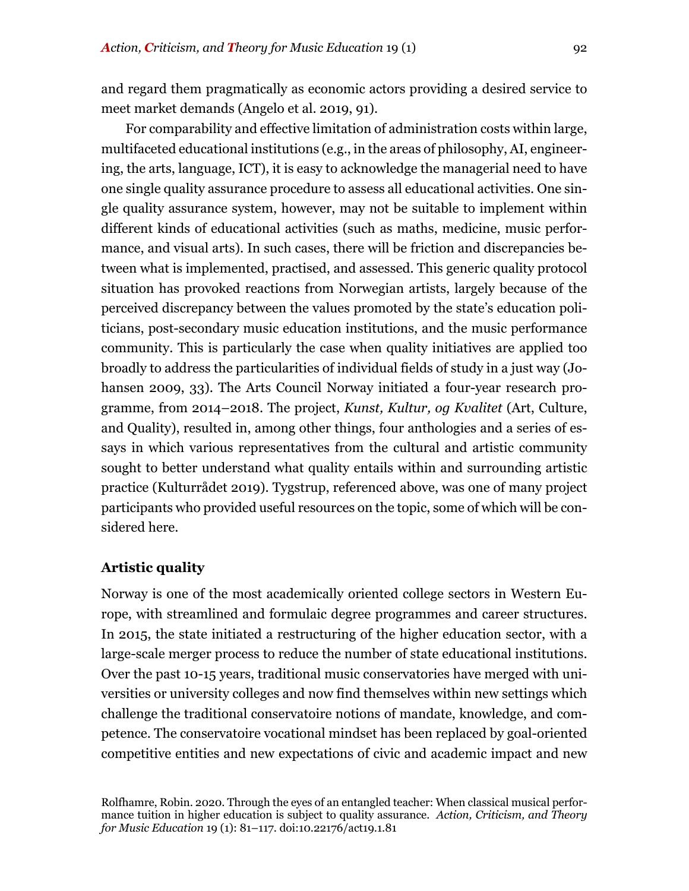and regard them pragmatically as economic actors providing a desired service to meet market demands (Angelo et al. 2019, 91).

For comparability and effective limitation of administration costs within large, multifaceted educational institutions (e.g., in the areas of philosophy, AI, engineering, the arts, language, ICT), it is easy to acknowledge the managerial need to have one single quality assurance procedure to assess all educational activities. One single quality assurance system, however, may not be suitable to implement within different kinds of educational activities (such as maths, medicine, music performance, and visual arts). In such cases, there will be friction and discrepancies between what is implemented, practised, and assessed. This generic quality protocol situation has provoked reactions from Norwegian artists, largely because of the perceived discrepancy between the values promoted by the state's education politicians, post-secondary music education institutions, and the music performance community. This is particularly the case when quality initiatives are applied too broadly to address the particularities of individual fields of study in a just way (Johansen 2009, 33). The Arts Council Norway initiated a four-year research programme, from 2014–2018. The project, *Kunst, Kultur, og Kvalitet* (Art, Culture, and Quality), resulted in, among other things, four anthologies and a series of essays in which various representatives from the cultural and artistic community sought to better understand what quality entails within and surrounding artistic practice (Kulturrådet 2019). Tygstrup, referenced above, was one of many project participants who provided useful resources on the topic, some of which will be considered here.

### Artistic quality

Norway is one of the most academically oriented college sectors in Western Europe, with streamlined and formulaic degree programmes and career structures. In 2015, the state initiated a restructuring of the higher education sector, with a large-scale merger process to reduce the number of state educational institutions. Over the past 10-15 years, traditional music conservatories have merged with universities or university colleges and now find themselves within new settings which challenge the traditional conservatoire notions of mandate, knowledge, and competence. The conservatoire vocational mindset has been replaced by goal-oriented competitive entities and new expectations of civic and academic impact and new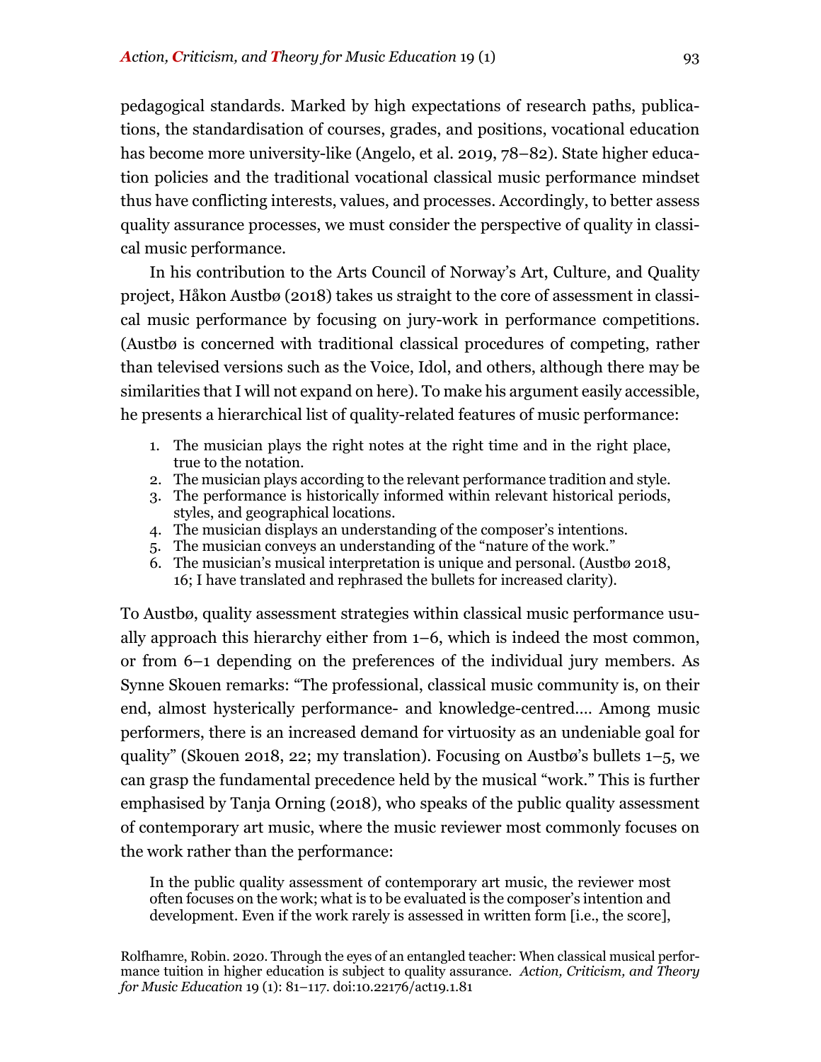pedagogical standards. Marked by high expectations of research paths, publications, the standardisation of courses, grades, and positions, vocational education has become more university-like (Angelo, et al. 2019, 78–82). State higher education policies and the traditional vocational classical music performance mindset thus have conflicting interests, values, and processes. Accordingly, to better assess quality assurance processes, we must consider the perspective of quality in classical music performance.

In his contribution to the Arts Council of Norway's Art, Culture, and Quality project, Håkon Austbø (2018) takes us straight to the core of assessment in classical music performance by focusing on jury-work in performance competitions. (Austbø is concerned with traditional classical procedures of competing, rather than televised versions such as the Voice, Idol, and others, although there may be similarities that I will not expand on here). To make his argument easily accessible, he presents a hierarchical list of quality-related features of music performance:

1. The musician plays the right notes at the right time and in the right place, true to the notation.
2. The musician plays according to the relevant performance tradition and style.
3. The performance is historically informed within relevant historical periods, styles, and geographical locations.
4. The musician displays an understanding of the composer's intentions.
5. The musician conveys an understanding of the "nature of the work."
6. The musician's musical interpretation is unique and personal. (Austbø 2018, 16; I have translated and rephrased the bullets for increased clarity).

To Austbø, quality assessment strategies within classical music performance usually approach this hierarchy either from 1–6, which is indeed the most common, or from 6–1 depending on the preferences of the individual jury members. As Synne Skouen remarks: "The professional, classical music community is, on their end, almost hysterically performance- and knowledge-centred.… Among music performers, there is an increased demand for virtuosity as an undeniable goal for quality" (Skouen 2018, 22; my translation). Focusing on Austbø's bullets 1–5, we can grasp the fundamental precedence held by the musical "work." This is further emphasised by Tanja Orning (2018), who speaks of the public quality assessment of contemporary art music, where the music reviewer most commonly focuses on the work rather than the performance:

> In the public quality assessment of contemporary art music, the reviewer most often focuses on the work; what is to be evaluated is the composer's intention and development. Even if the work rarely is assessed in written form [i.e., the score],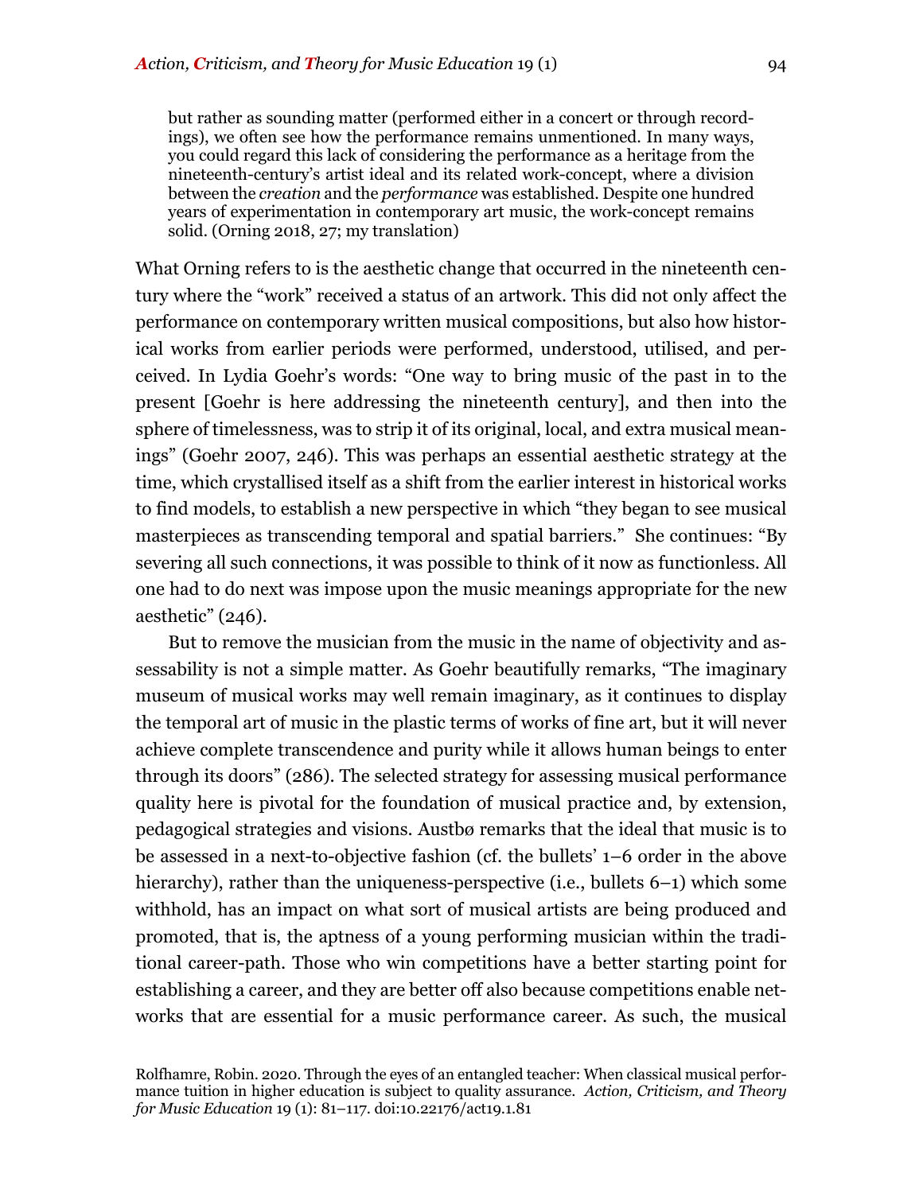> but rather as sounding matter (performed either in a concert or through recordings), we often see how the performance remains unmentioned. In many ways, you could regard this lack of considering the performance as a heritage from the nineteenth-century's artist ideal and its related work-concept, where a division between the *creation* and the *performance* was established. Despite one hundred years of experimentation in contemporary art music, the work-concept remains solid. (Orning 2018, 27; my translation)

What Orning refers to is the aesthetic change that occurred in the nineteenth century where the "work" received a status of an artwork. This did not only affect the performance on contemporary written musical compositions, but also how historical works from earlier periods were performed, understood, utilised, and perceived. In Lydia Goehr's words: "One way to bring music of the past in to the present [Goehr is here addressing the nineteenth century], and then into the sphere of timelessness, was to strip it of its original, local, and extra musical meanings" (Goehr 2007, 246). This was perhaps an essential aesthetic strategy at the time, which crystallised itself as a shift from the earlier interest in historical works to find models, to establish a new perspective in which "they began to see musical masterpieces as transcending temporal and spatial barriers." She continues: "By severing all such connections, it was possible to think of it now as functionless. All one had to do next was impose upon the music meanings appropriate for the new aesthetic" (246).

But to remove the musician from the music in the name of objectivity and assessability is not a simple matter. As Goehr beautifully remarks, "The imaginary museum of musical works may well remain imaginary, as it continues to display the temporal art of music in the plastic terms of works of fine art, but it will never achieve complete transcendence and purity while it allows human beings to enter through its doors" (286). The selected strategy for assessing musical performance quality here is pivotal for the foundation of musical practice and, by extension, pedagogical strategies and visions. Austbø remarks that the ideal that music is to be assessed in a next-to-objective fashion (cf. the bullets' 1–6 order in the above hierarchy), rather than the uniqueness-perspective (i.e., bullets 6–1) which some withhold, has an impact on what sort of musical artists are being produced and promoted, that is, the aptness of a young performing musician within the traditional career-path. Those who win competitions have a better starting point for establishing a career, and they are better off also because competitions enable networks that are essential for a music performance career. As such, the musical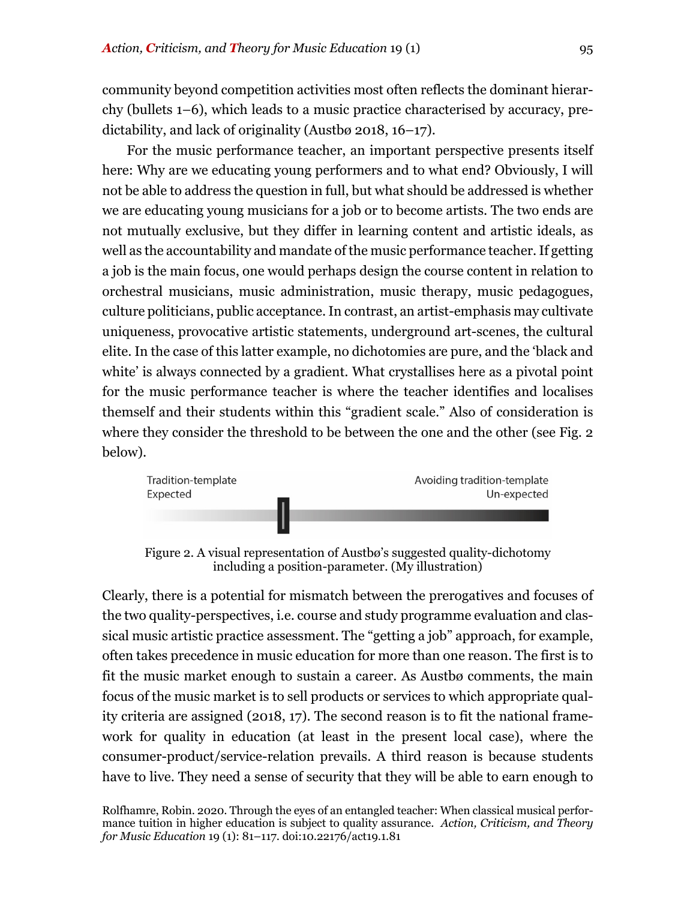community beyond competition activities most often reflects the dominant hierarchy (bullets 1–6), which leads to a music practice characterised by accuracy, predictability, and lack of originality (Austbø 2018, 16–17).

For the music performance teacher, an important perspective presents itself here: Why are we educating young performers and to what end? Obviously, I will not be able to address the question in full, but what should be addressed is whether we are educating young musicians for a job or to become artists. The two ends are not mutually exclusive, but they differ in learning content and artistic ideals, as well as the accountability and mandate of the music performance teacher. If getting a job is the main focus, one would perhaps design the course content in relation to orchestral musicians, music administration, music therapy, music pedagogues, culture politicians, public acceptance. In contrast, an artist-emphasis may cultivate uniqueness, provocative artistic statements, underground art-scenes, the cultural elite. In the case of this latter example, no dichotomies are pure, and the 'black and white' is always connected by a gradient. What crystallises here as a pivotal point for the music performance teacher is where the teacher identifies and localises themself and their students within this "gradient scale." Also of consideration is where they consider the threshold to be between the one and the other (see Fig. 2 below).

Tradition-template
Expected

Avoiding tradition-template
Un-expected

Figure 2. A visual representation of Austbø's suggested quality-dichotomy including a position-parameter. (My illustration)

Clearly, there is a potential for mismatch between the prerogatives and focuses of the two quality-perspectives, i.e. course and study programme evaluation and classical music artistic practice assessment. The "getting a job" approach, for example, often takes precedence in music education for more than one reason. The first is to fit the music market enough to sustain a career. As Austbø comments, the main focus of the music market is to sell products or services to which appropriate quality criteria are assigned (2018, 17). The second reason is to fit the national framework for quality in education (at least in the present local case), where the consumer-product/service-relation prevails. A third reason is because students have to live. They need a sense of security that they will be able to earn enough to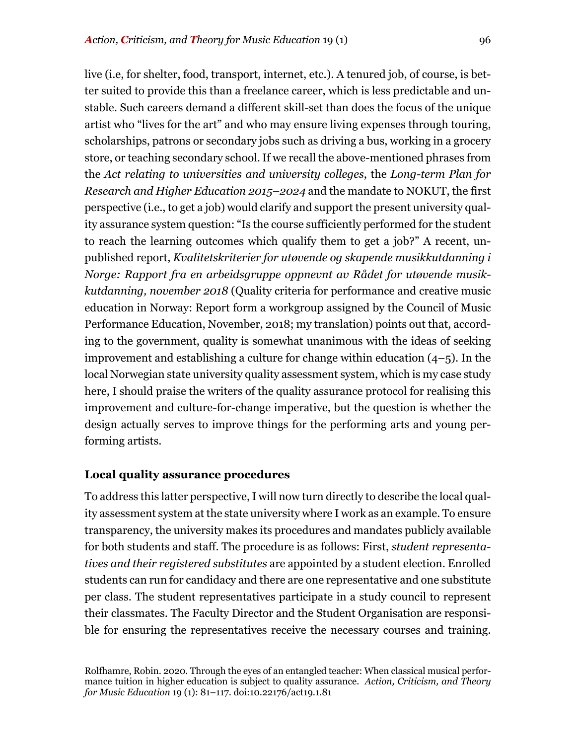live (i.e, for shelter, food, transport, internet, etc.). A tenured job, of course, is better suited to provide this than a freelance career, which is less predictable and unstable. Such careers demand a different skill-set than does the focus of the unique artist who "lives for the art" and who may ensure living expenses through touring, scholarships, patrons or secondary jobs such as driving a bus, working in a grocery store, or teaching secondary school. If we recall the above-mentioned phrases from the *Act relating to universities and university colleges*, the *Long-term Plan for Research and Higher Education 2015–2024* and the mandate to NOKUT, the first perspective (i.e., to get a job) would clarify and support the present university quality assurance system question: "Is the course sufficiently performed for the student to reach the learning outcomes which qualify them to get a job?" A recent, unpublished report, *Kvalitetskriterier for utøvende og skapende musikkutdanning i Norge: Rapport fra en arbeidsgruppe oppnevnt av Rådet for utøvende musikkutdanning, november 2018* (Quality criteria for performance and creative music education in Norway: Report form a workgroup assigned by the Council of Music Performance Education, November, 2018; my translation) points out that, according to the government, quality is somewhat unanimous with the ideas of seeking improvement and establishing a culture for change within education (4–5). In the local Norwegian state university quality assessment system, which is my case study here, I should praise the writers of the quality assurance protocol for realising this improvement and culture-for-change imperative, but the question is whether the design actually serves to improve things for the performing arts and young performing artists.

## Local quality assurance procedures

To address this latter perspective, I will now turn directly to describe the local quality assessment system at the state university where I work as an example. To ensure transparency, the university makes its procedures and mandates publicly available for both students and staff. The procedure is as follows: First, *student representatives and their registered substitutes* are appointed by a student election. Enrolled students can run for candidacy and there are one representative and one substitute per class. The student representatives participate in a study council to represent their classmates. The Faculty Director and the Student Organisation are responsible for ensuring the representatives receive the necessary courses and training.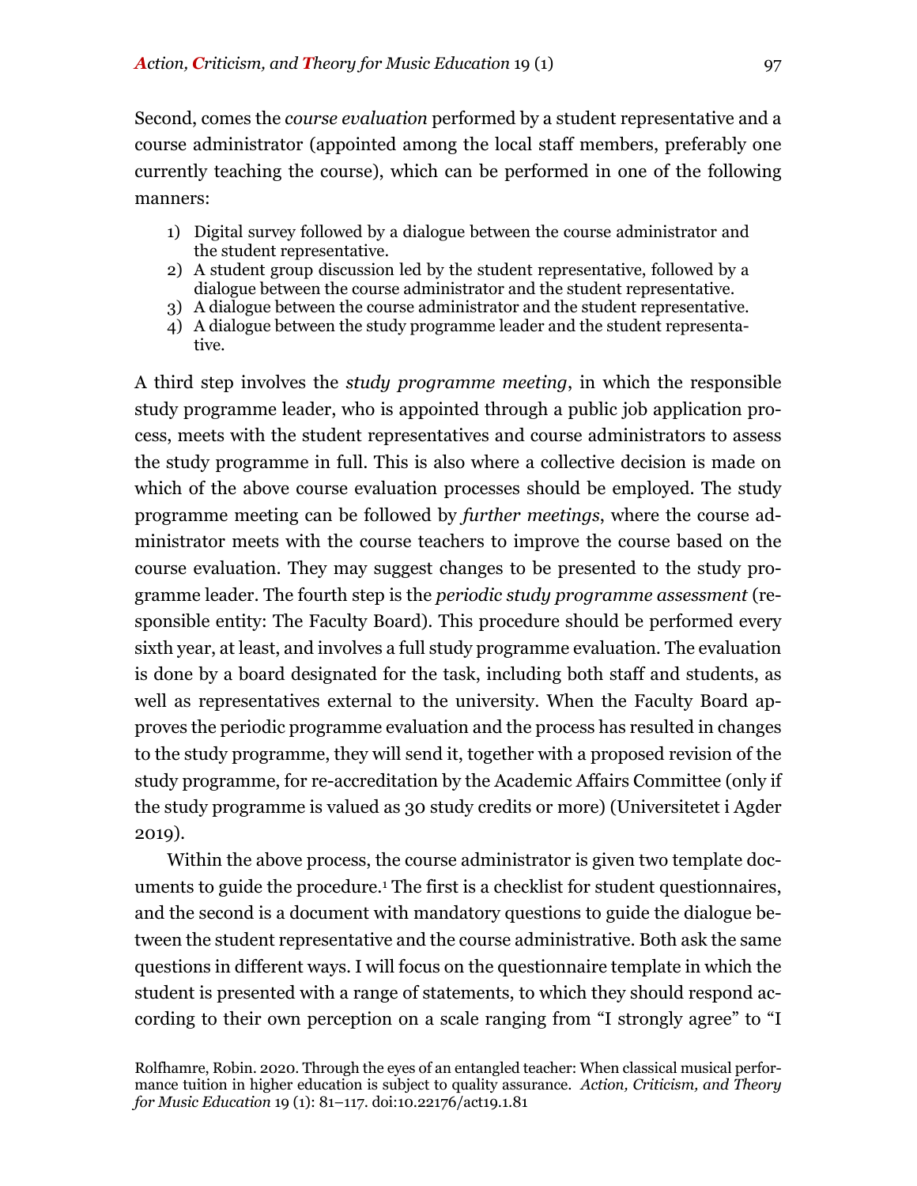Second, comes the *course evaluation* performed by a student representative and a course administrator (appointed among the local staff members, preferably one currently teaching the course), which can be performed in one of the following manners:

1) Digital survey followed by a dialogue between the course administrator and the student representative.
2) A student group discussion led by the student representative, followed by a dialogue between the course administrator and the student representative.
3) A dialogue between the course administrator and the student representative.
4) A dialogue between the study programme leader and the student representative.

A third step involves the *study programme meeting*, in which the responsible study programme leader, who is appointed through a public job application process, meets with the student representatives and course administrators to assess the study programme in full. This is also where a collective decision is made on which of the above course evaluation processes should be employed. The study programme meeting can be followed by *further meetings*, where the course administrator meets with the course teachers to improve the course based on the course evaluation. They may suggest changes to be presented to the study programme leader. The fourth step is the *periodic study programme assessment* (responsible entity: The Faculty Board). This procedure should be performed every sixth year, at least, and involves a full study programme evaluation. The evaluation is done by a board designated for the task, including both staff and students, as well as representatives external to the university. When the Faculty Board approves the periodic programme evaluation and the process has resulted in changes to the study programme, they will send it, together with a proposed revision of the study programme, for re-accreditation by the Academic Affairs Committee (only if the study programme is valued as 30 study credits or more) (Universitetet i Agder 2019).

Within the above process, the course administrator is given two template documents to guide the procedure.[1] The first is a checklist for student questionnaires, and the second is a document with mandatory questions to guide the dialogue between the student representative and the course administrative. Both ask the same questions in different ways. I will focus on the questionnaire template in which the student is presented with a range of statements, to which they should respond according to their own perception on a scale ranging from "I strongly agree" to "I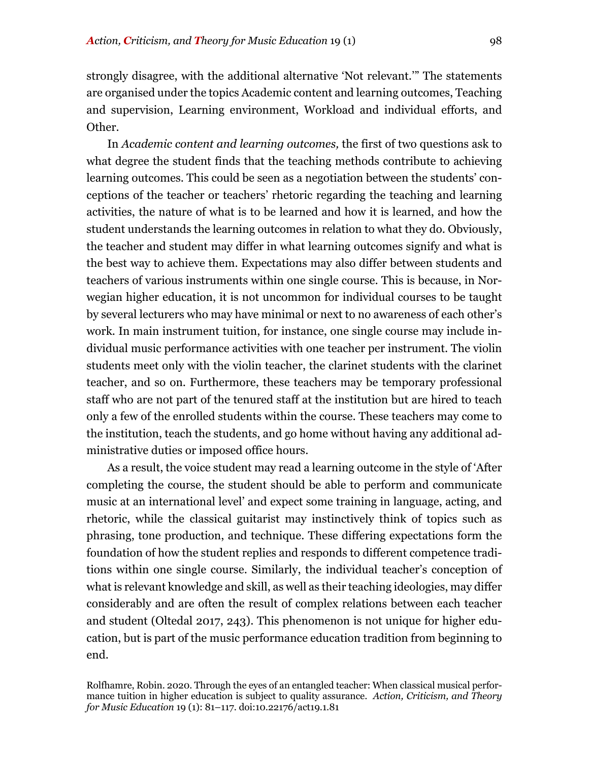strongly disagree, with the additional alternative 'Not relevant.'" The statements are organised under the topics Academic content and learning outcomes, Teaching and supervision, Learning environment, Workload and individual efforts, and Other.

In *Academic content and learning outcomes,* the first of two questions ask to what degree the student finds that the teaching methods contribute to achieving learning outcomes. This could be seen as a negotiation between the students' conceptions of the teacher or teachers' rhetoric regarding the teaching and learning activities, the nature of what is to be learned and how it is learned, and how the student understands the learning outcomes in relation to what they do. Obviously, the teacher and student may differ in what learning outcomes signify and what is the best way to achieve them. Expectations may also differ between students and teachers of various instruments within one single course. This is because, in Norwegian higher education, it is not uncommon for individual courses to be taught by several lecturers who may have minimal or next to no awareness of each other's work. In main instrument tuition, for instance, one single course may include individual music performance activities with one teacher per instrument. The violin students meet only with the violin teacher, the clarinet students with the clarinet teacher, and so on. Furthermore, these teachers may be temporary professional staff who are not part of the tenured staff at the institution but are hired to teach only a few of the enrolled students within the course. These teachers may come to the institution, teach the students, and go home without having any additional administrative duties or imposed office hours.

As a result, the voice student may read a learning outcome in the style of 'After completing the course, the student should be able to perform and communicate music at an international level' and expect some training in language, acting, and rhetoric, while the classical guitarist may instinctively think of topics such as phrasing, tone production, and technique. These differing expectations form the foundation of how the student replies and responds to different competence traditions within one single course. Similarly, the individual teacher's conception of what is relevant knowledge and skill, as well as their teaching ideologies, may differ considerably and are often the result of complex relations between each teacher and student (Oltedal 2017, 243). This phenomenon is not unique for higher education, but is part of the music performance education tradition from beginning to end.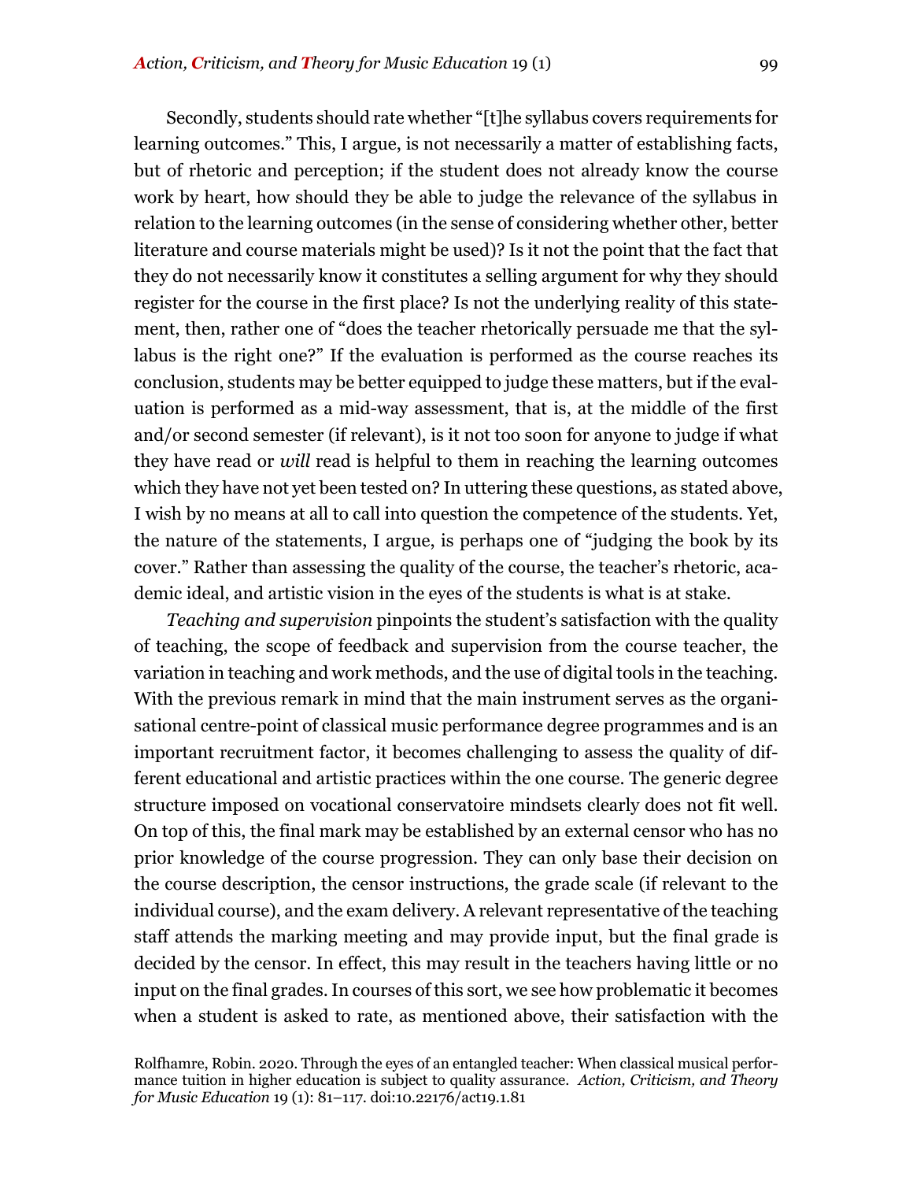Secondly, students should rate whether "[t]he syllabus covers requirements for learning outcomes." This, I argue, is not necessarily a matter of establishing facts, but of rhetoric and perception; if the student does not already know the course work by heart, how should they be able to judge the relevance of the syllabus in relation to the learning outcomes (in the sense of considering whether other, better literature and course materials might be used)? Is it not the point that the fact that they do not necessarily know it constitutes a selling argument for why they should register for the course in the first place? Is not the underlying reality of this statement, then, rather one of "does the teacher rhetorically persuade me that the syllabus is the right one?" If the evaluation is performed as the course reaches its conclusion, students may be better equipped to judge these matters, but if the evaluation is performed as a mid-way assessment, that is, at the middle of the first and/or second semester (if relevant), is it not too soon for anyone to judge if what they have read or *will* read is helpful to them in reaching the learning outcomes which they have not yet been tested on? In uttering these questions, as stated above, I wish by no means at all to call into question the competence of the students. Yet, the nature of the statements, I argue, is perhaps one of "judging the book by its cover." Rather than assessing the quality of the course, the teacher's rhetoric, academic ideal, and artistic vision in the eyes of the students is what is at stake.

*Teaching and supervision* pinpoints the student's satisfaction with the quality of teaching, the scope of feedback and supervision from the course teacher, the variation in teaching and work methods, and the use of digital tools in the teaching. With the previous remark in mind that the main instrument serves as the organisational centre-point of classical music performance degree programmes and is an important recruitment factor, it becomes challenging to assess the quality of different educational and artistic practices within the one course. The generic degree structure imposed on vocational conservatoire mindsets clearly does not fit well. On top of this, the final mark may be established by an external censor who has no prior knowledge of the course progression. They can only base their decision on the course description, the censor instructions, the grade scale (if relevant to the individual course), and the exam delivery. A relevant representative of the teaching staff attends the marking meeting and may provide input, but the final grade is decided by the censor. In effect, this may result in the teachers having little or no input on the final grades. In courses of this sort, we see how problematic it becomes when a student is asked to rate, as mentioned above, their satisfaction with the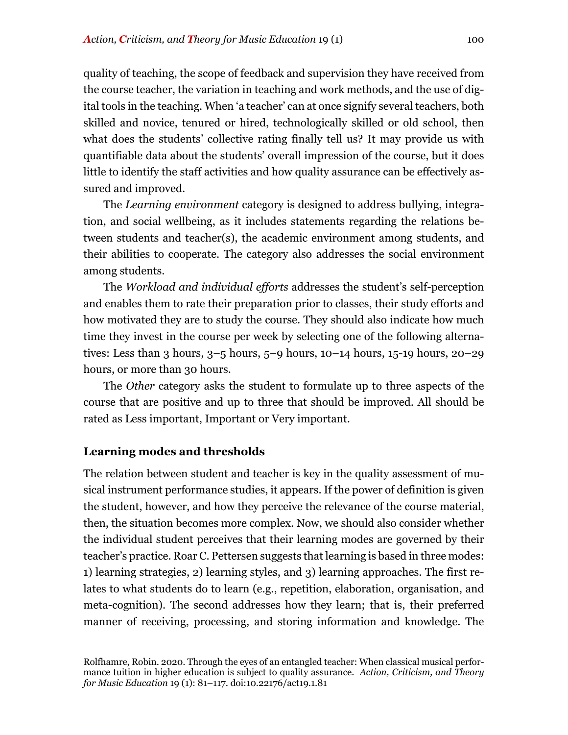quality of teaching, the scope of feedback and supervision they have received from the course teacher, the variation in teaching and work methods, and the use of digital tools in the teaching. When 'a teacher' can at once signify several teachers, both skilled and novice, tenured or hired, technologically skilled or old school, then what does the students' collective rating finally tell us? It may provide us with quantifiable data about the students' overall impression of the course, but it does little to identify the staff activities and how quality assurance can be effectively assured and improved.

The *Learning environment* category is designed to address bullying, integration, and social wellbeing, as it includes statements regarding the relations between students and teacher(s), the academic environment among students, and their abilities to cooperate. The category also addresses the social environment among students.

The *Workload and individual efforts* addresses the student's self-perception and enables them to rate their preparation prior to classes, their study efforts and how motivated they are to study the course. They should also indicate how much time they invest in the course per week by selecting one of the following alternatives: Less than 3 hours, 3–5 hours, 5–9 hours, 10–14 hours, 15-19 hours, 20–29 hours, or more than 30 hours.

The *Other* category asks the student to formulate up to three aspects of the course that are positive and up to three that should be improved. All should be rated as Less important, Important or Very important.

### Learning modes and thresholds

The relation between student and teacher is key in the quality assessment of musical instrument performance studies, it appears. If the power of definition is given the student, however, and how they perceive the relevance of the course material, then, the situation becomes more complex. Now, we should also consider whether the individual student perceives that their learning modes are governed by their teacher's practice. Roar C. Pettersen suggests that learning is based in three modes: 1) learning strategies, 2) learning styles, and 3) learning approaches. The first relates to what students do to learn (e.g., repetition, elaboration, organisation, and meta-cognition). The second addresses how they learn; that is, their preferred manner of receiving, processing, and storing information and knowledge. The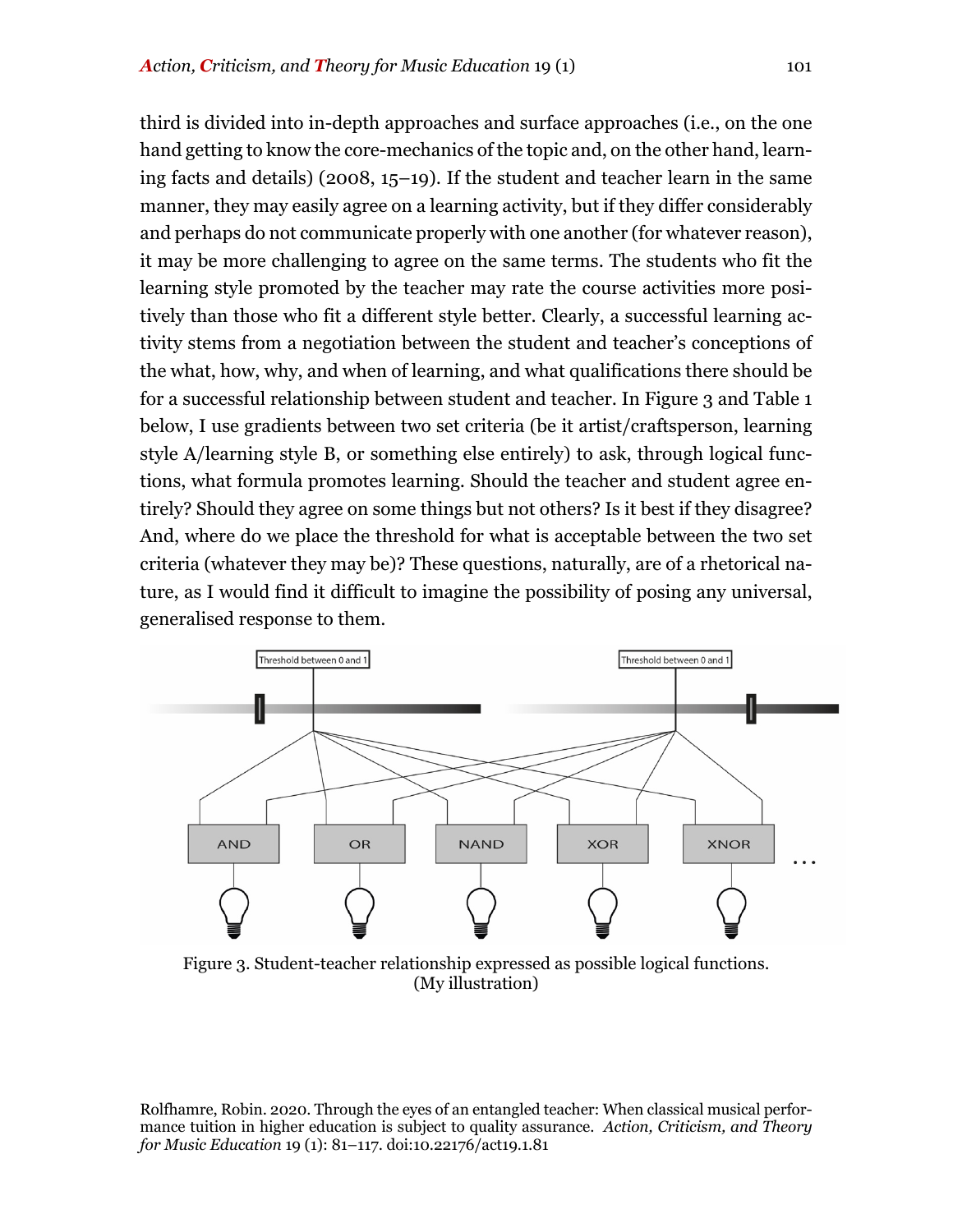third is divided into in-depth approaches and surface approaches (i.e., on the one hand getting to know the core-mechanics of the topic and, on the other hand, learning facts and details) (2008, 15–19). If the student and teacher learn in the same manner, they may easily agree on a learning activity, but if they differ considerably and perhaps do not communicate properly with one another (for whatever reason), it may be more challenging to agree on the same terms. The students who fit the learning style promoted by the teacher may rate the course activities more positively than those who fit a different style better. Clearly, a successful learning activity stems from a negotiation between the student and teacher's conceptions of the what, how, why, and when of learning, and what qualifications there should be for a successful relationship between student and teacher. In Figure 3 and Table 1 below, I use gradients between two set criteria (be it artist/craftsperson, learning style A/learning style B, or something else entirely) to ask, through logical functions, what formula promotes learning. Should the teacher and student agree entirely? Should they agree on some things but not others? Is it best if they disagree? And, where do we place the threshold for what is acceptable between the two set criteria (whatever they may be)? These questions, naturally, are of a rhetorical nature, as I would find it difficult to imagine the possibility of posing any universal, generalised response to them.

Figure 3. Student-teacher relationship expressed as possible logical functions. (My illustration)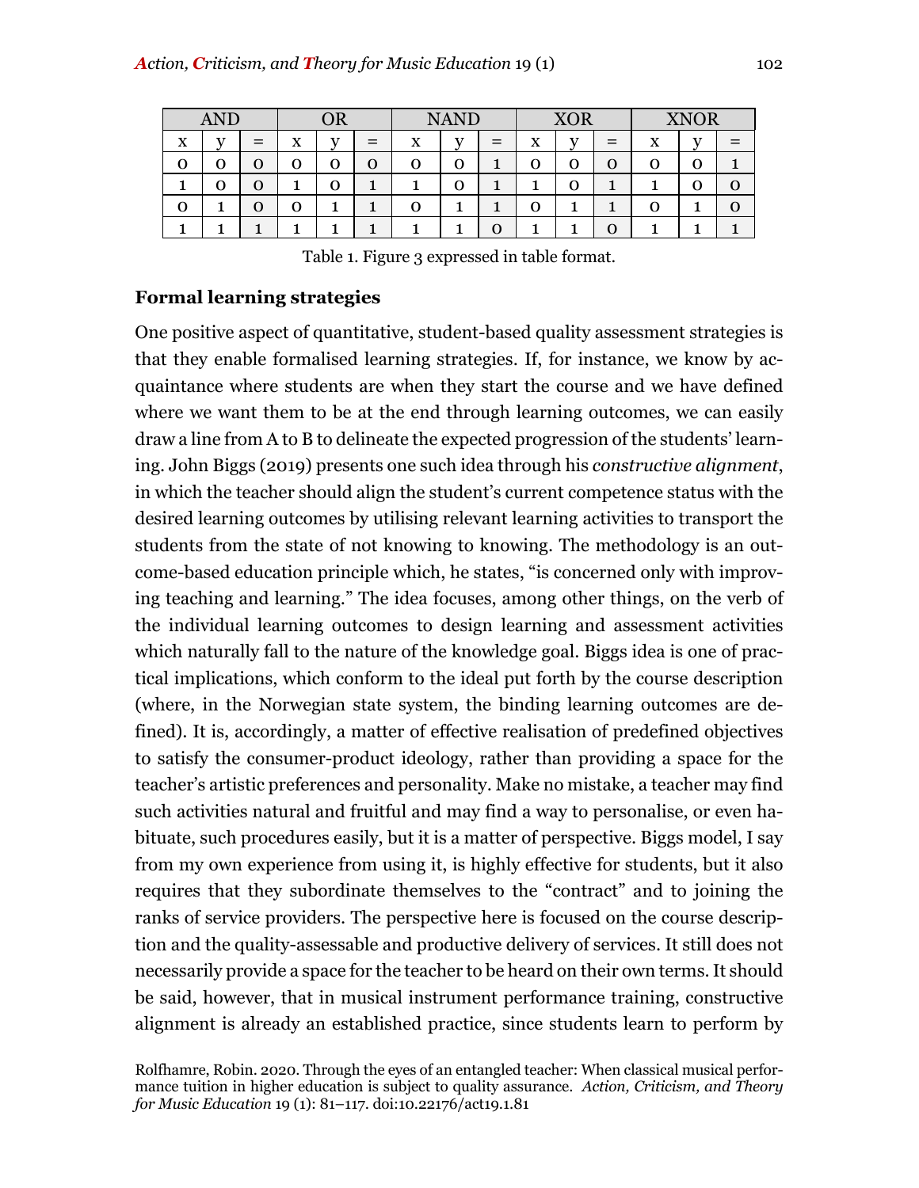| AND | | | OR | | | NAND | | | XOR | | | XNOR | | |
|---|---|---|---|---|---|---|---|---|---|---|---|---|---|---|
| x | y | = | x | y | = | x | y | = | x | y | = | x | y | = |
| 0 | 0 | 0 | 0 | 0 | 0 | 0 | 0 | 1 | 0 | 0 | 0 | 0 | 0 | 1 |
| 1 | 0 | 0 | 1 | 0 | 1 | 1 | 0 | 1 | 1 | 0 | 1 | 1 | 0 | 0 |
| 0 | 1 | 0 | 0 | 1 | 1 | 0 | 1 | 1 | 0 | 1 | 1 | 0 | 1 | 0 |
| 1 | 1 | 1 | 1 | 1 | 1 | 1 | 1 | 0 | 1 | 1 | 0 | 1 | 1 | 1 |

Table 1. Figure 3 expressed in table format.

### Formal learning strategies

One positive aspect of quantitative, student-based quality assessment strategies is that they enable formalised learning strategies. If, for instance, we know by acquaintance where students are when they start the course and we have defined where we want them to be at the end through learning outcomes, we can easily draw a line from A to B to delineate the expected progression of the students' learning. John Biggs (2019) presents one such idea through his *constructive alignment*, in which the teacher should align the student's current competence status with the desired learning outcomes by utilising relevant learning activities to transport the students from the state of not knowing to knowing. The methodology is an outcome-based education principle which, he states, "is concerned only with improving teaching and learning." The idea focuses, among other things, on the verb of the individual learning outcomes to design learning and assessment activities which naturally fall to the nature of the knowledge goal. Biggs idea is one of practical implications, which conform to the ideal put forth by the course description (where, in the Norwegian state system, the binding learning outcomes are defined). It is, accordingly, a matter of effective realisation of predefined objectives to satisfy the consumer-product ideology, rather than providing a space for the teacher's artistic preferences and personality. Make no mistake, a teacher may find such activities natural and fruitful and may find a way to personalise, or even habituate, such procedures easily, but it is a matter of perspective. Biggs model, I say from my own experience from using it, is highly effective for students, but it also requires that they subordinate themselves to the "contract" and to joining the ranks of service providers. The perspective here is focused on the course description and the quality-assessable and productive delivery of services. It still does not necessarily provide a space for the teacher to be heard on their own terms. It should be said, however, that in musical instrument performance training, constructive alignment is already an established practice, since students learn to perform by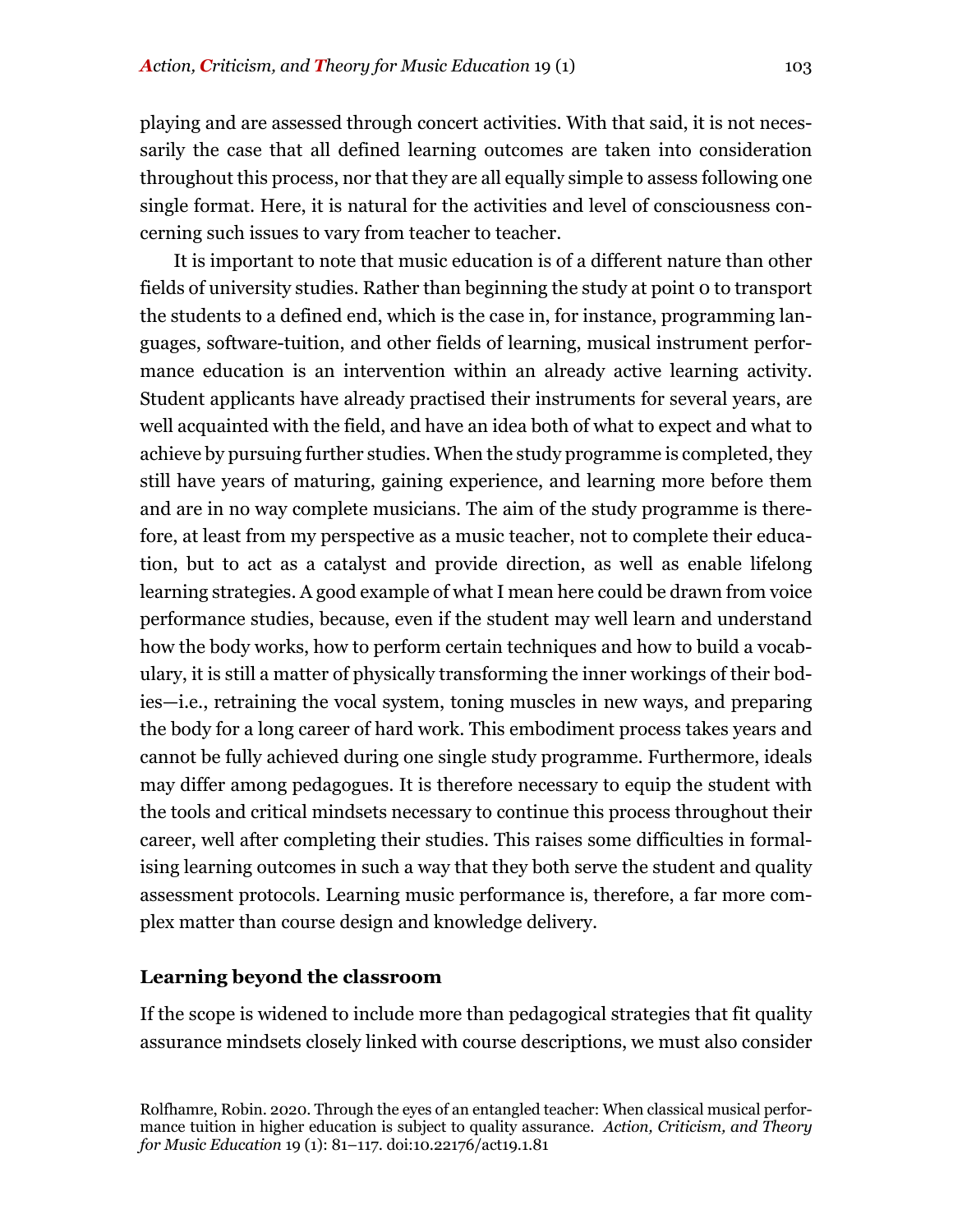playing and are assessed through concert activities. With that said, it is not necessarily the case that all defined learning outcomes are taken into consideration throughout this process, nor that they are all equally simple to assess following one single format. Here, it is natural for the activities and level of consciousness concerning such issues to vary from teacher to teacher.

It is important to note that music education is of a different nature than other fields of university studies. Rather than beginning the study at point 0 to transport the students to a defined end, which is the case in, for instance, programming languages, software-tuition, and other fields of learning, musical instrument performance education is an intervention within an already active learning activity. Student applicants have already practised their instruments for several years, are well acquainted with the field, and have an idea both of what to expect and what to achieve by pursuing further studies. When the study programme is completed, they still have years of maturing, gaining experience, and learning more before them and are in no way complete musicians. The aim of the study programme is therefore, at least from my perspective as a music teacher, not to complete their education, but to act as a catalyst and provide direction, as well as enable lifelong learning strategies. A good example of what I mean here could be drawn from voice performance studies, because, even if the student may well learn and understand how the body works, how to perform certain techniques and how to build a vocabulary, it is still a matter of physically transforming the inner workings of their bodies—i.e., retraining the vocal system, toning muscles in new ways, and preparing the body for a long career of hard work. This embodiment process takes years and cannot be fully achieved during one single study programme. Furthermore, ideals may differ among pedagogues. It is therefore necessary to equip the student with the tools and critical mindsets necessary to continue this process throughout their career, well after completing their studies. This raises some difficulties in formalising learning outcomes in such a way that they both serve the student and quality assessment protocols. Learning music performance is, therefore, a far more complex matter than course design and knowledge delivery.

## Learning beyond the classroom

If the scope is widened to include more than pedagogical strategies that fit quality assurance mindsets closely linked with course descriptions, we must also consider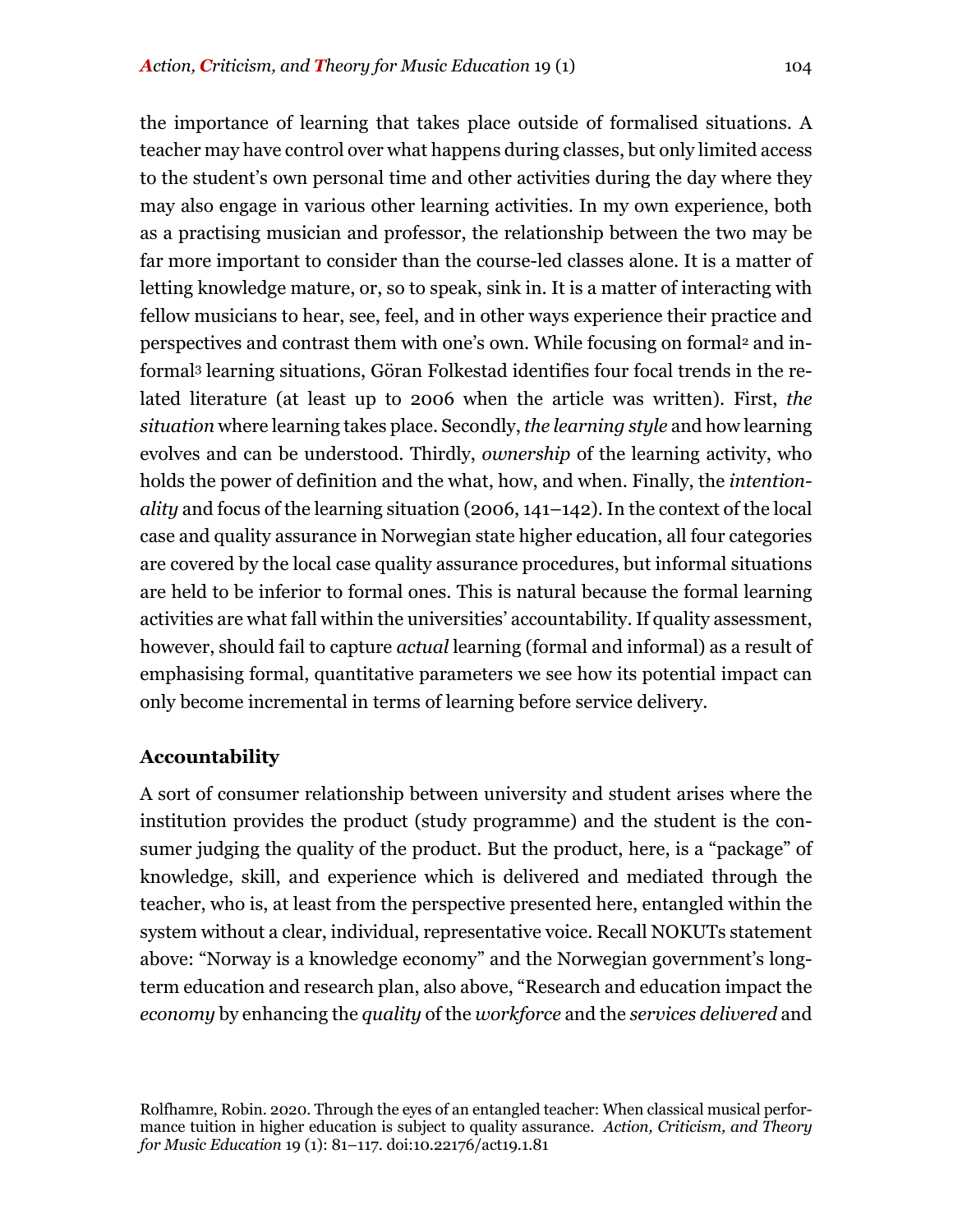the importance of learning that takes place outside of formalised situations. A teacher may have control over what happens during classes, but only limited access to the student's own personal time and other activities during the day where they may also engage in various other learning activities. In my own experience, both as a practising musician and professor, the relationship between the two may be far more important to consider than the course-led classes alone. It is a matter of letting knowledge mature, or, so to speak, sink in. It is a matter of interacting with fellow musicians to hear, see, feel, and in other ways experience their practice and perspectives and contrast them with one's own. While focusing on formal[2] and informal[3] learning situations, Göran Folkestad identifies four focal trends in the related literature (at least up to 2006 when the article was written). First, *the situation* where learning takes place. Secondly, *the learning style* and how learning evolves and can be understood. Thirdly, *ownership* of the learning activity, who holds the power of definition and the what, how, and when. Finally, the *intentionality* and focus of the learning situation (2006, 141–142). In the context of the local case and quality assurance in Norwegian state higher education, all four categories are covered by the local case quality assurance procedures, but informal situations are held to be inferior to formal ones. This is natural because the formal learning activities are what fall within the universities' accountability. If quality assessment, however, should fail to capture *actual* learning (formal and informal) as a result of emphasising formal, quantitative parameters we see how its potential impact can only become incremental in terms of learning before service delivery.

**Accountability**

A sort of consumer relationship between university and student arises where the institution provides the product (study programme) and the student is the consumer judging the quality of the product. But the product, here, is a "package" of knowledge, skill, and experience which is delivered and mediated through the teacher, who is, at least from the perspective presented here, entangled within the system without a clear, individual, representative voice. Recall NOKUTs statement above: "Norway is a knowledge economy" and the Norwegian government's long-term education and research plan, also above, "Research and education impact the *economy* by enhancing the *quality* of the *workforce* and the *services delivered* and

Rolfhamre, Robin. 2020. Through the eyes of an entangled teacher: When classical musical performance tuition in higher education is subject to quality assurance. *Action, Criticism, and Theory for Music Education* 19 (1): 81–117. doi:10.22176/act19.1.81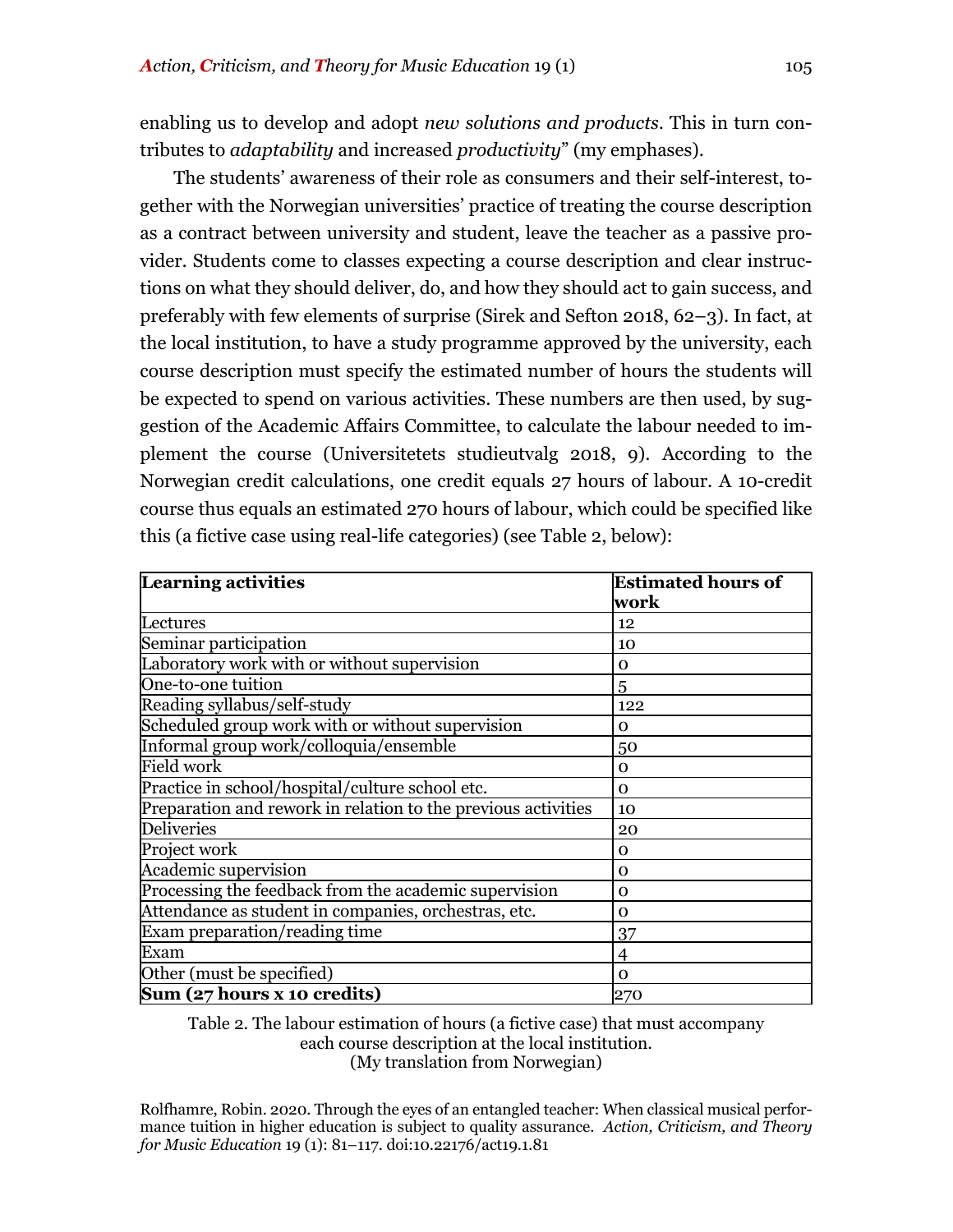enabling us to develop and adopt *new solutions and products*. This in turn contributes to *adaptability* and increased *productivity*" (my emphases).

The students' awareness of their role as consumers and their self-interest, together with the Norwegian universities' practice of treating the course description as a contract between university and student, leave the teacher as a passive provider. Students come to classes expecting a course description and clear instructions on what they should deliver, do, and how they should act to gain success, and preferably with few elements of surprise (Sirek and Sefton 2018, 62–3). In fact, at the local institution, to have a study programme approved by the university, each course description must specify the estimated number of hours the students will be expected to spend on various activities. These numbers are then used, by suggestion of the Academic Affairs Committee, to calculate the labour needed to implement the course (Universitetets studieutvalg 2018, 9). According to the Norwegian credit calculations, one credit equals 27 hours of labour. A 10-credit course thus equals an estimated 270 hours of labour, which could be specified like this (a fictive case using real-life categories) (see Table 2, below):

| **Learning activities** | **Estimated hours of work** |
|---|---|
| Lectures | 12 |
| Seminar participation | 10 |
| Laboratory work with or without supervision | 0 |
| One-to-one tuition | 5 |
| Reading syllabus/self-study | 122 |
| Scheduled group work with or without supervision | 0 |
| Informal group work/colloquia/ensemble | 50 |
| Field work | 0 |
| Practice in school/hospital/culture school etc. | 0 |
| Preparation and rework in relation to the previous activities | 10 |
| Deliveries | 20 |
| Project work | 0 |
| Academic supervision | 0 |
| Processing the feedback from the academic supervision | 0 |
| Attendance as student in companies, orchestras, etc. | 0 |
| Exam preparation/reading time | 37 |
| Exam | 4 |
| Other (must be specified) | 0 |
| **Sum (27 hours x 10 credits)** | 270 |

Table 2. The labour estimation of hours (a fictive case) that must accompany each course description at the local institution. (My translation from Norwegian)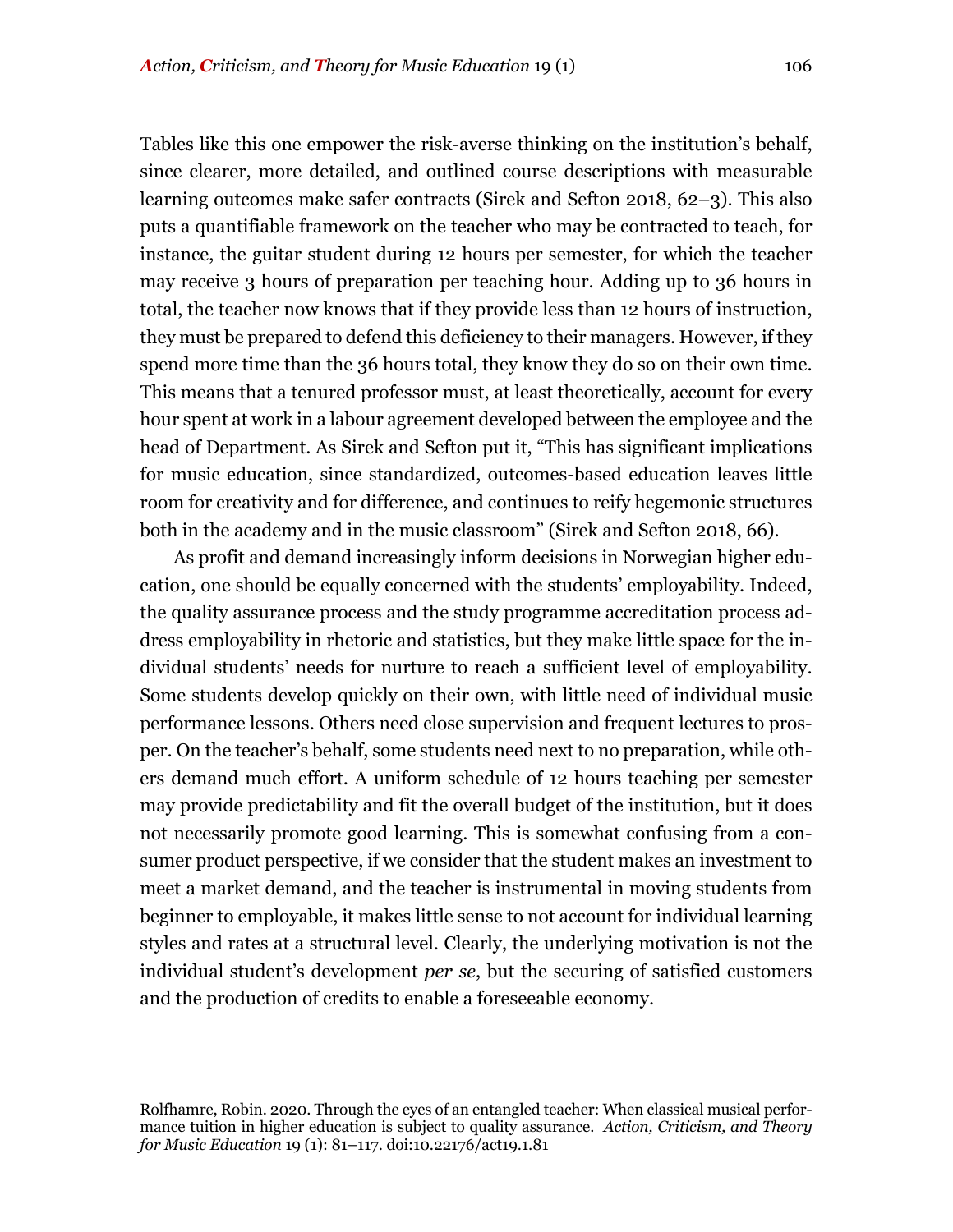Tables like this one empower the risk-averse thinking on the institution's behalf, since clearer, more detailed, and outlined course descriptions with measurable learning outcomes make safer contracts (Sirek and Sefton 2018, 62–3). This also puts a quantifiable framework on the teacher who may be contracted to teach, for instance, the guitar student during 12 hours per semester, for which the teacher may receive 3 hours of preparation per teaching hour. Adding up to 36 hours in total, the teacher now knows that if they provide less than 12 hours of instruction, they must be prepared to defend this deficiency to their managers. However, if they spend more time than the 36 hours total, they know they do so on their own time. This means that a tenured professor must, at least theoretically, account for every hour spent at work in a labour agreement developed between the employee and the head of Department. As Sirek and Sefton put it, "This has significant implications for music education, since standardized, outcomes-based education leaves little room for creativity and for difference, and continues to reify hegemonic structures both in the academy and in the music classroom" (Sirek and Sefton 2018, 66).

As profit and demand increasingly inform decisions in Norwegian higher education, one should be equally concerned with the students' employability. Indeed, the quality assurance process and the study programme accreditation process address employability in rhetoric and statistics, but they make little space for the individual students' needs for nurture to reach a sufficient level of employability. Some students develop quickly on their own, with little need of individual music performance lessons. Others need close supervision and frequent lectures to prosper. On the teacher's behalf, some students need next to no preparation, while others demand much effort. A uniform schedule of 12 hours teaching per semester may provide predictability and fit the overall budget of the institution, but it does not necessarily promote good learning. This is somewhat confusing from a consumer product perspective, if we consider that the student makes an investment to meet a market demand, and the teacher is instrumental in moving students from beginner to employable, it makes little sense to not account for individual learning styles and rates at a structural level. Clearly, the underlying motivation is not the individual student's development *per se*, but the securing of satisfied customers and the production of credits to enable a foreseeable economy.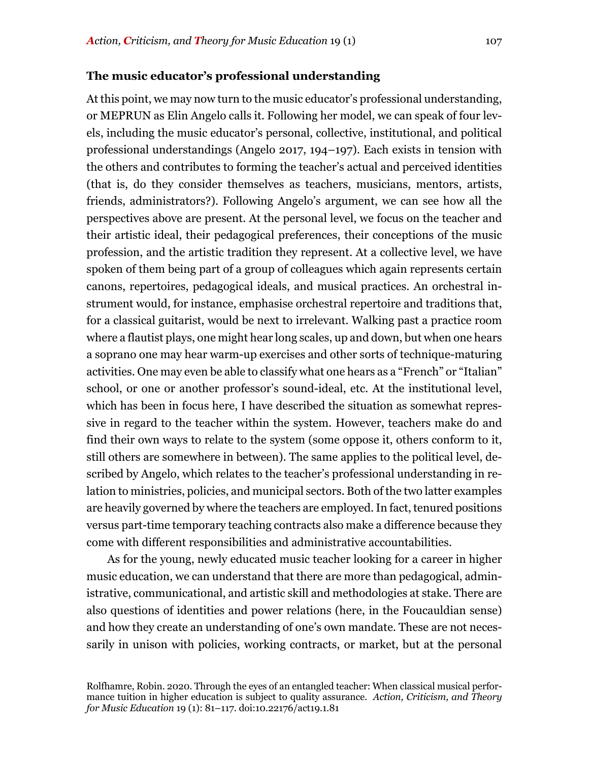### The music educator's professional understanding

At this point, we may now turn to the music educator's professional understanding, or MEPRUN as Elin Angelo calls it. Following her model, we can speak of four levels, including the music educator's personal, collective, institutional, and political professional understandings (Angelo 2017, 194–197). Each exists in tension with the others and contributes to forming the teacher's actual and perceived identities (that is, do they consider themselves as teachers, musicians, mentors, artists, friends, administrators?). Following Angelo's argument, we can see how all the perspectives above are present. At the personal level, we focus on the teacher and their artistic ideal, their pedagogical preferences, their conceptions of the music profession, and the artistic tradition they represent. At a collective level, we have spoken of them being part of a group of colleagues which again represents certain canons, repertoires, pedagogical ideals, and musical practices. An orchestral instrument would, for instance, emphasise orchestral repertoire and traditions that, for a classical guitarist, would be next to irrelevant. Walking past a practice room where a flautist plays, one might hear long scales, up and down, but when one hears a soprano one may hear warm-up exercises and other sorts of technique-maturing activities. One may even be able to classify what one hears as a "French" or "Italian" school, or one or another professor's sound-ideal, etc. At the institutional level, which has been in focus here, I have described the situation as somewhat repressive in regard to the teacher within the system. However, teachers make do and find their own ways to relate to the system (some oppose it, others conform to it, still others are somewhere in between). The same applies to the political level, described by Angelo, which relates to the teacher's professional understanding in relation to ministries, policies, and municipal sectors. Both of the two latter examples are heavily governed by where the teachers are employed. In fact, tenured positions versus part-time temporary teaching contracts also make a difference because they come with different responsibilities and administrative accountabilities.

As for the young, newly educated music teacher looking for a career in higher music education, we can understand that there are more than pedagogical, administrative, communicational, and artistic skill and methodologies at stake. There are also questions of identities and power relations (here, in the Foucauldian sense) and how they create an understanding of one's own mandate. These are not necessarily in unison with policies, working contracts, or market, but at the personal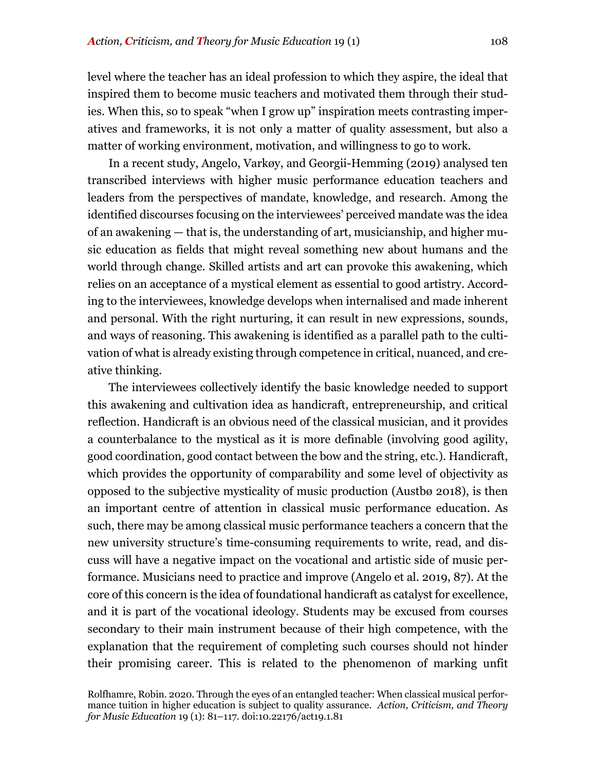level where the teacher has an ideal profession to which they aspire, the ideal that inspired them to become music teachers and motivated them through their studies. When this, so to speak "when I grow up" inspiration meets contrasting imperatives and frameworks, it is not only a matter of quality assessment, but also a matter of working environment, motivation, and willingness to go to work.

In a recent study, Angelo, Varkøy, and Georgii-Hemming (2019) analysed ten transcribed interviews with higher music performance education teachers and leaders from the perspectives of mandate, knowledge, and research. Among the identified discourses focusing on the interviewees' perceived mandate was the idea of an awakening — that is, the understanding of art, musicianship, and higher music education as fields that might reveal something new about humans and the world through change. Skilled artists and art can provoke this awakening, which relies on an acceptance of a mystical element as essential to good artistry. According to the interviewees, knowledge develops when internalised and made inherent and personal. With the right nurturing, it can result in new expressions, sounds, and ways of reasoning. This awakening is identified as a parallel path to the cultivation of what is already existing through competence in critical, nuanced, and creative thinking.

The interviewees collectively identify the basic knowledge needed to support this awakening and cultivation idea as handicraft, entrepreneurship, and critical reflection. Handicraft is an obvious need of the classical musician, and it provides a counterbalance to the mystical as it is more definable (involving good agility, good coordination, good contact between the bow and the string, etc.). Handicraft, which provides the opportunity of comparability and some level of objectivity as opposed to the subjective mysticality of music production (Austbø 2018), is then an important centre of attention in classical music performance education. As such, there may be among classical music performance teachers a concern that the new university structure's time-consuming requirements to write, read, and discuss will have a negative impact on the vocational and artistic side of music performance. Musicians need to practice and improve (Angelo et al. 2019, 87). At the core of this concern is the idea of foundational handicraft as catalyst for excellence, and it is part of the vocational ideology. Students may be excused from courses secondary to their main instrument because of their high competence, with the explanation that the requirement of completing such courses should not hinder their promising career. This is related to the phenomenon of marking unfit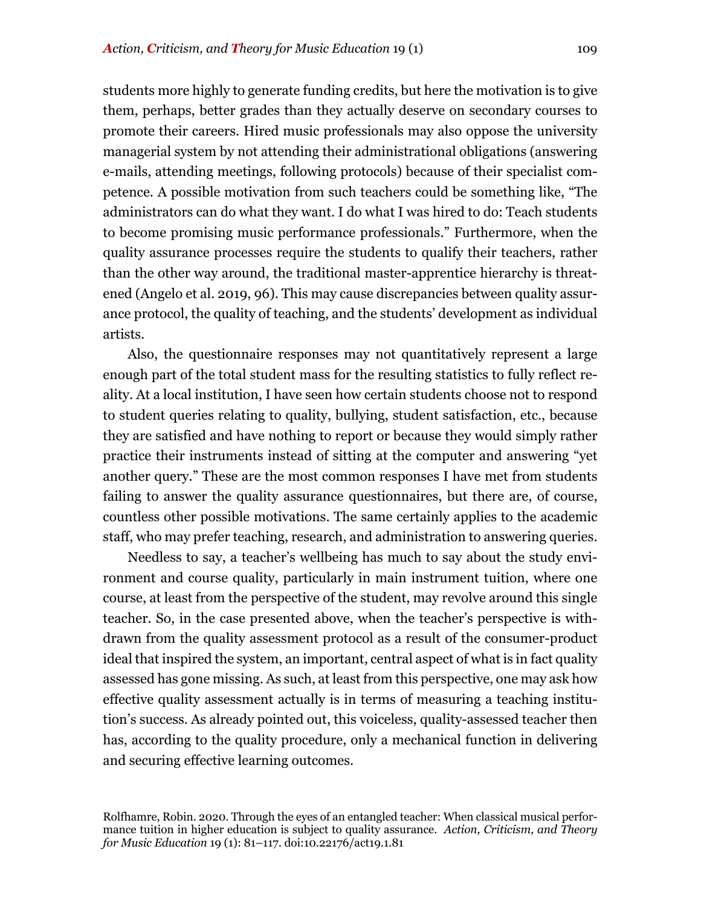students more highly to generate funding credits, but here the motivation is to give them, perhaps, better grades than they actually deserve on secondary courses to promote their careers. Hired music professionals may also oppose the university managerial system by not attending their administrational obligations (answering e-mails, attending meetings, following protocols) because of their specialist competence. A possible motivation from such teachers could be something like, "The administrators can do what they want. I do what I was hired to do: Teach students to become promising music performance professionals." Furthermore, when the quality assurance processes require the students to qualify their teachers, rather than the other way around, the traditional master-apprentice hierarchy is threatened (Angelo et al. 2019, 96). This may cause discrepancies between quality assurance protocol, the quality of teaching, and the students' development as individual artists.

Also, the questionnaire responses may not quantitatively represent a large enough part of the total student mass for the resulting statistics to fully reflect reality. At a local institution, I have seen how certain students choose not to respond to student queries relating to quality, bullying, student satisfaction, etc., because they are satisfied and have nothing to report or because they would simply rather practice their instruments instead of sitting at the computer and answering "yet another query." These are the most common responses I have met from students failing to answer the quality assurance questionnaires, but there are, of course, countless other possible motivations. The same certainly applies to the academic staff, who may prefer teaching, research, and administration to answering queries.

Needless to say, a teacher's wellbeing has much to say about the study environment and course quality, particularly in main instrument tuition, where one course, at least from the perspective of the student, may revolve around this single teacher. So, in the case presented above, when the teacher's perspective is withdrawn from the quality assessment protocol as a result of the consumer-product ideal that inspired the system, an important, central aspect of what is in fact quality assessed has gone missing. As such, at least from this perspective, one may ask how effective quality assessment actually is in terms of measuring a teaching institution's success. As already pointed out, this voiceless, quality-assessed teacher then has, according to the quality procedure, only a mechanical function in delivering and securing effective learning outcomes.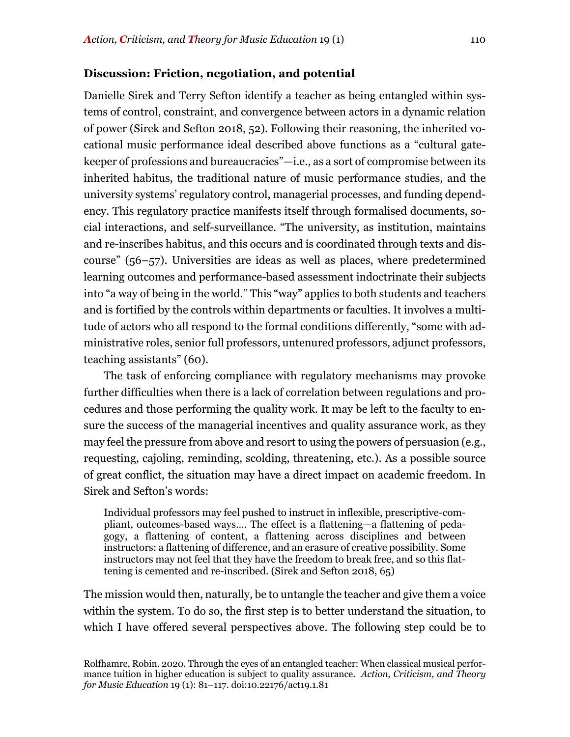## Discussion: Friction, negotiation, and potential

Danielle Sirek and Terry Sefton identify a teacher as being entangled within systems of control, constraint, and convergence between actors in a dynamic relation of power (Sirek and Sefton 2018, 52). Following their reasoning, the inherited vocational music performance ideal described above functions as a "cultural gatekeeper of professions and bureaucracies"—i.e., as a sort of compromise between its inherited habitus, the traditional nature of music performance studies, and the university systems' regulatory control, managerial processes, and funding dependency. This regulatory practice manifests itself through formalised documents, social interactions, and self-surveillance. "The university, as institution, maintains and re-inscribes habitus, and this occurs and is coordinated through texts and discourse" (56–57). Universities are ideas as well as places, where predetermined learning outcomes and performance-based assessment indoctrinate their subjects into "a way of being in the world." This "way" applies to both students and teachers and is fortified by the controls within departments or faculties. It involves a multitude of actors who all respond to the formal conditions differently, "some with administrative roles, senior full professors, untenured professors, adjunct professors, teaching assistants" (60).

The task of enforcing compliance with regulatory mechanisms may provoke further difficulties when there is a lack of correlation between regulations and procedures and those performing the quality work. It may be left to the faculty to ensure the success of the managerial incentives and quality assurance work, as they may feel the pressure from above and resort to using the powers of persuasion (e.g., requesting, cajoling, reminding, scolding, threatening, etc.). As a possible source of great conflict, the situation may have a direct impact on academic freedom. In Sirek and Sefton's words:

> Individual professors may feel pushed to instruct in inflexible, prescriptive-compliant, outcomes-based ways.... The effect is a flattening—a flattening of pedagogy, a flattening of content, a flattening across disciplines and between instructors: a flattening of difference, and an erasure of creative possibility. Some instructors may not feel that they have the freedom to break free, and so this flattening is cemented and re-inscribed. (Sirek and Sefton 2018, 65)

The mission would then, naturally, be to untangle the teacher and give them a voice within the system. To do so, the first step is to better understand the situation, to which I have offered several perspectives above. The following step could be to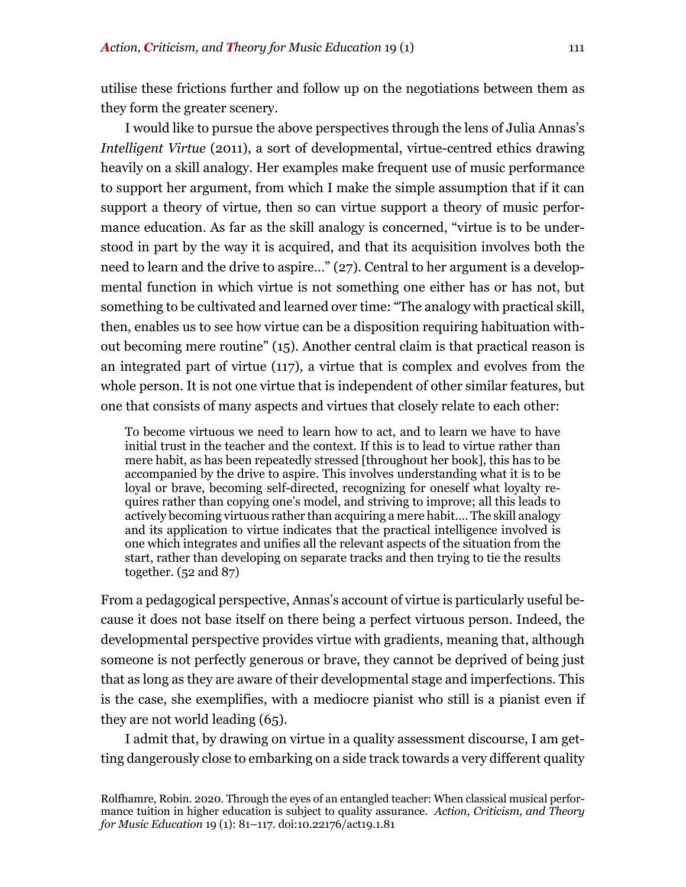utilise these frictions further and follow up on the negotiations between them as they form the greater scenery.

I would like to pursue the above perspectives through the lens of Julia Annas's *Intelligent Virtue* (2011), a sort of developmental, virtue-centred ethics drawing heavily on a skill analogy. Her examples make frequent use of music performance to support her argument, from which I make the simple assumption that if it can support a theory of virtue, then so can virtue support a theory of music performance education. As far as the skill analogy is concerned, "virtue is to be understood in part by the way it is acquired, and that its acquisition involves both the need to learn and the drive to aspire…" (27). Central to her argument is a developmental function in which virtue is not something one either has or has not, but something to be cultivated and learned over time: "The analogy with practical skill, then, enables us to see how virtue can be a disposition requiring habituation without becoming mere routine" (15). Another central claim is that practical reason is an integrated part of virtue (117), a virtue that is complex and evolves from the whole person. It is not one virtue that is independent of other similar features, but one that consists of many aspects and virtues that closely relate to each other:

> To become virtuous we need to learn how to act, and to learn we have to have initial trust in the teacher and the context. If this is to lead to virtue rather than mere habit, as has been repeatedly stressed [throughout her book], this has to be accompanied by the drive to aspire. This involves understanding what it is to be loyal or brave, becoming self-directed, recognizing for oneself what loyalty requires rather than copying one's model, and striving to improve; all this leads to actively becoming virtuous rather than acquiring a mere habit…. The skill analogy and its application to virtue indicates that the practical intelligence involved is one which integrates and unifies all the relevant aspects of the situation from the start, rather than developing on separate tracks and then trying to tie the results together. (52 and 87)

From a pedagogical perspective, Annas's account of virtue is particularly useful because it does not base itself on there being a perfect virtuous person. Indeed, the developmental perspective provides virtue with gradients, meaning that, although someone is not perfectly generous or brave, they cannot be deprived of being just that as long as they are aware of their developmental stage and imperfections. This is the case, she exemplifies, with a mediocre pianist who still is a pianist even if they are not world leading (65).

I admit that, by drawing on virtue in a quality assessment discourse, I am getting dangerously close to embarking on a side track towards a very different quality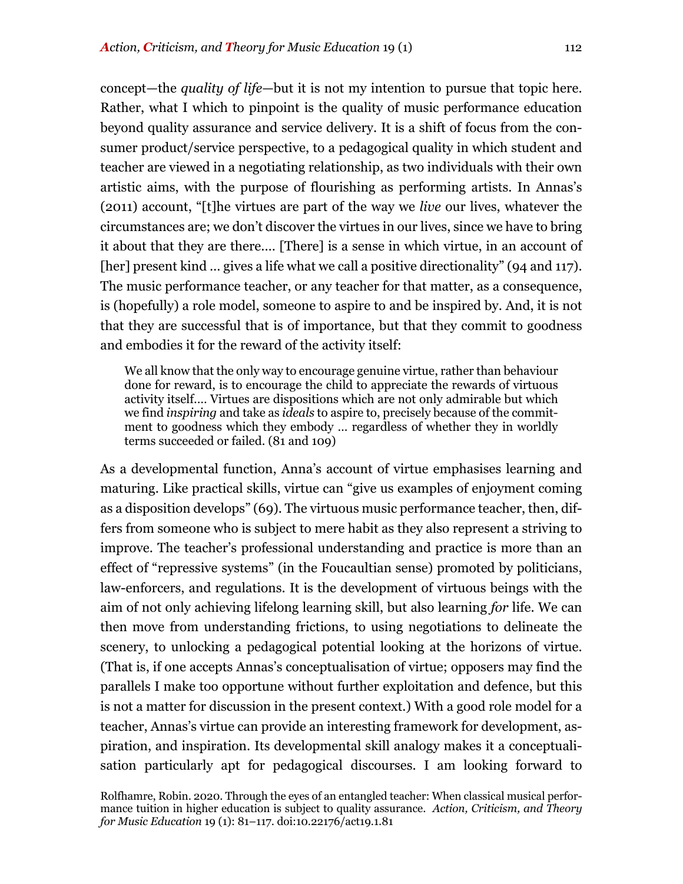concept—the *quality of life*—but it is not my intention to pursue that topic here. Rather, what I which to pinpoint is the quality of music performance education beyond quality assurance and service delivery. It is a shift of focus from the consumer product/service perspective, to a pedagogical quality in which student and teacher are viewed in a negotiating relationship, as two individuals with their own artistic aims, with the purpose of flourishing as performing artists. In Annas's (2011) account, "[t]he virtues are part of the way we *live* our lives, whatever the circumstances are; we don't discover the virtues in our lives, since we have to bring it about that they are there…. [There] is a sense in which virtue, in an account of [her] present kind … gives a life what we call a positive directionality" (94 and 117). The music performance teacher, or any teacher for that matter, as a consequence, is (hopefully) a role model, someone to aspire to and be inspired by. And, it is not that they are successful that is of importance, but that they commit to goodness and embodies it for the reward of the activity itself:

> We all know that the only way to encourage genuine virtue, rather than behaviour done for reward, is to encourage the child to appreciate the rewards of virtuous activity itself…. Virtues are dispositions which are not only admirable but which we find *inspiring* and take as *ideals* to aspire to, precisely because of the commitment to goodness which they embody … regardless of whether they in worldly terms succeeded or failed. (81 and 109)

As a developmental function, Anna's account of virtue emphasises learning and maturing. Like practical skills, virtue can "give us examples of enjoyment coming as a disposition develops" (69). The virtuous music performance teacher, then, differs from someone who is subject to mere habit as they also represent a striving to improve. The teacher's professional understanding and practice is more than an effect of "repressive systems" (in the Foucaultian sense) promoted by politicians, law-enforcers, and regulations. It is the development of virtuous beings with the aim of not only achieving lifelong learning skill, but also learning *for* life. We can then move from understanding frictions, to using negotiations to delineate the scenery, to unlocking a pedagogical potential looking at the horizons of virtue. (That is, if one accepts Annas's conceptualisation of virtue; opposers may find the parallels I make too opportune without further exploitation and defence, but this is not a matter for discussion in the present context.) With a good role model for a teacher, Annas's virtue can provide an interesting framework for development, aspiration, and inspiration. Its developmental skill analogy makes it a conceptualisation particularly apt for pedagogical discourses. I am looking forward to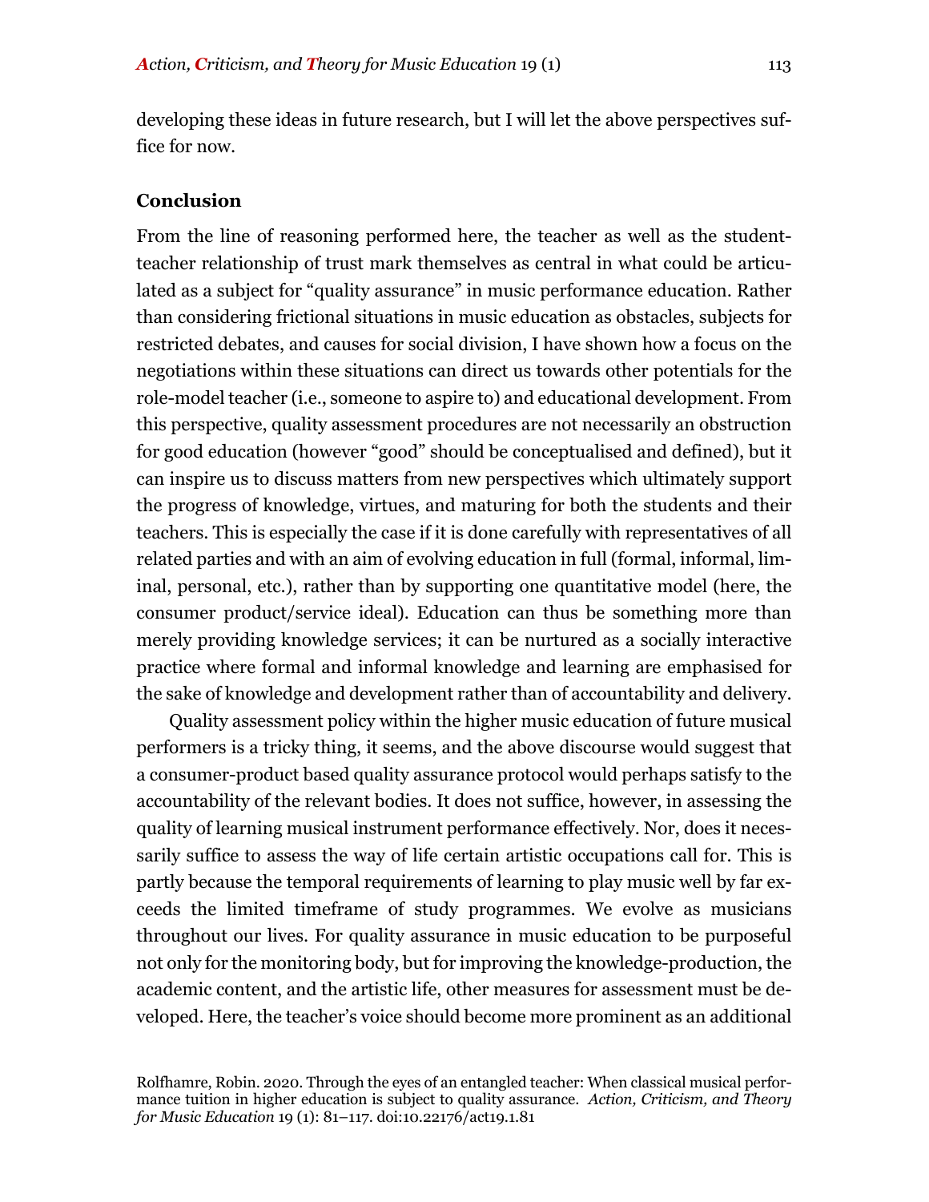developing these ideas in future research, but I will let the above perspectives suffice for now.

## Conclusion

From the line of reasoning performed here, the teacher as well as the student-teacher relationship of trust mark themselves as central in what could be articulated as a subject for "quality assurance" in music performance education. Rather than considering frictional situations in music education as obstacles, subjects for restricted debates, and causes for social division, I have shown how a focus on the negotiations within these situations can direct us towards other potentials for the role-model teacher (i.e., someone to aspire to) and educational development. From this perspective, quality assessment procedures are not necessarily an obstruction for good education (however "good" should be conceptualised and defined), but it can inspire us to discuss matters from new perspectives which ultimately support the progress of knowledge, virtues, and maturing for both the students and their teachers. This is especially the case if it is done carefully with representatives of all related parties and with an aim of evolving education in full (formal, informal, liminal, personal, etc.), rather than by supporting one quantitative model (here, the consumer product/service ideal). Education can thus be something more than merely providing knowledge services; it can be nurtured as a socially interactive practice where formal and informal knowledge and learning are emphasised for the sake of knowledge and development rather than of accountability and delivery.

Quality assessment policy within the higher music education of future musical performers is a tricky thing, it seems, and the above discourse would suggest that a consumer-product based quality assurance protocol would perhaps satisfy to the accountability of the relevant bodies. It does not suffice, however, in assessing the quality of learning musical instrument performance effectively. Nor, does it necessarily suffice to assess the way of life certain artistic occupations call for. This is partly because the temporal requirements of learning to play music well by far exceeds the limited timeframe of study programmes. We evolve as musicians throughout our lives. For quality assurance in music education to be purposeful not only for the monitoring body, but for improving the knowledge-production, the academic content, and the artistic life, other measures for assessment must be developed. Here, the teacher's voice should become more prominent as an additional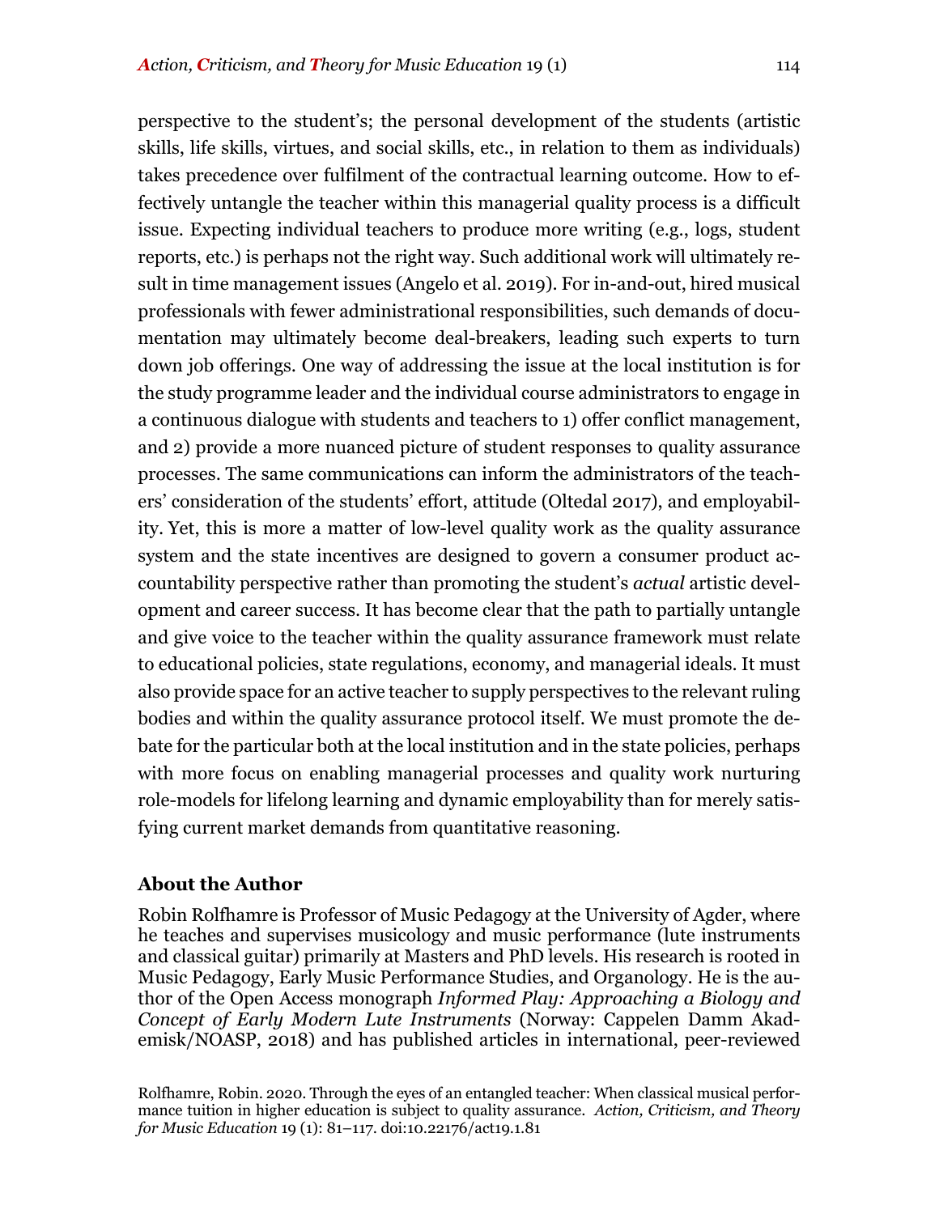perspective to the student's; the personal development of the students (artistic skills, life skills, virtues, and social skills, etc., in relation to them as individuals) takes precedence over fulfilment of the contractual learning outcome. How to effectively untangle the teacher within this managerial quality process is a difficult issue. Expecting individual teachers to produce more writing (e.g., logs, student reports, etc.) is perhaps not the right way. Such additional work will ultimately result in time management issues (Angelo et al. 2019). For in-and-out, hired musical professionals with fewer administrational responsibilities, such demands of documentation may ultimately become deal-breakers, leading such experts to turn down job offerings. One way of addressing the issue at the local institution is for the study programme leader and the individual course administrators to engage in a continuous dialogue with students and teachers to 1) offer conflict management, and 2) provide a more nuanced picture of student responses to quality assurance processes. The same communications can inform the administrators of the teachers' consideration of the students' effort, attitude (Oltedal 2017), and employability. Yet, this is more a matter of low-level quality work as the quality assurance system and the state incentives are designed to govern a consumer product accountability perspective rather than promoting the student's *actual* artistic development and career success. It has become clear that the path to partially untangle and give voice to the teacher within the quality assurance framework must relate to educational policies, state regulations, economy, and managerial ideals. It must also provide space for an active teacher to supply perspectives to the relevant ruling bodies and within the quality assurance protocol itself. We must promote the debate for the particular both at the local institution and in the state policies, perhaps with more focus on enabling managerial processes and quality work nurturing role-models for lifelong learning and dynamic employability than for merely satisfying current market demands from quantitative reasoning.

## About the Author

Robin Rolfhamre is Professor of Music Pedagogy at the University of Agder, where he teaches and supervises musicology and music performance (lute instruments and classical guitar) primarily at Masters and PhD levels. His research is rooted in Music Pedagogy, Early Music Performance Studies, and Organology. He is the author of the Open Access monograph *Informed Play: Approaching a Biology and Concept of Early Modern Lute Instruments* (Norway: Cappelen Damm Akademisk/NOASP, 2018) and has published articles in international, peer-reviewed

Rolfhamre, Robin. 2020. Through the eyes of an entangled teacher: When classical musical performance tuition in higher education is subject to quality assurance. *Action, Criticism, and Theory for Music Education* 19 (1): 81–117. doi:10.22176/act19.1.81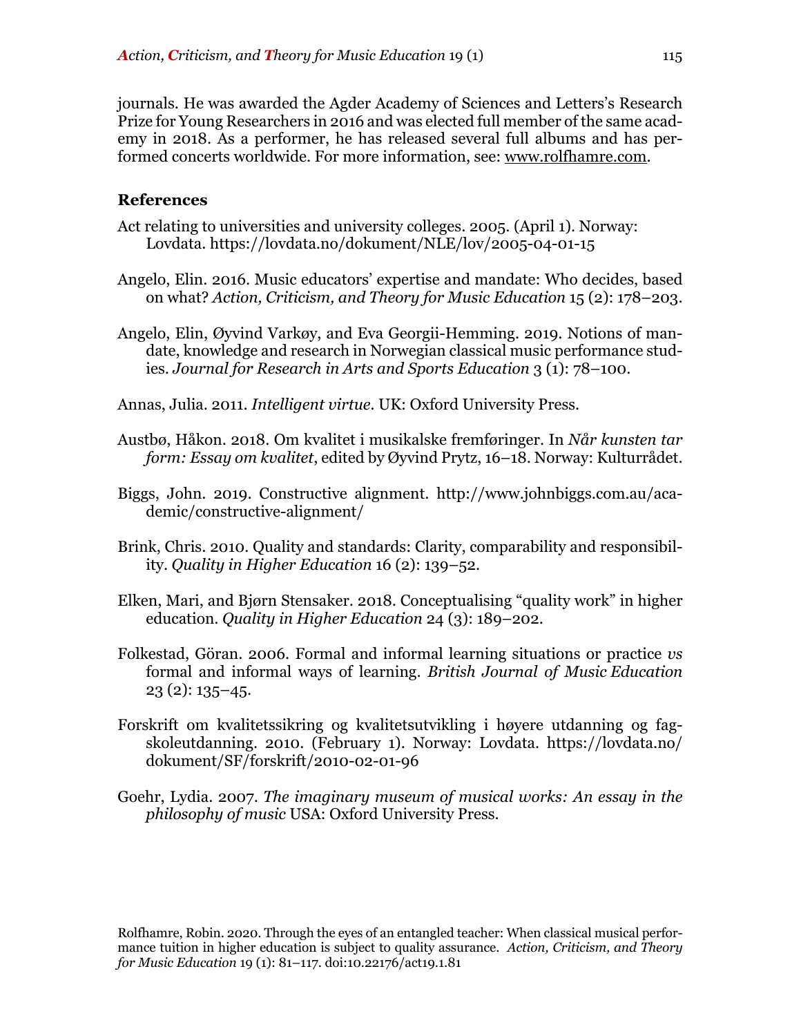journals. He was awarded the Agder Academy of Sciences and Letters's Research Prize for Young Researchers in 2016 and was elected full member of the same academy in 2018. As a performer, he has released several full albums and has performed concerts worldwide. For more information, see: www.rolfhamre.com.

### References

Act relating to universities and university colleges. 2005. (April 1). Norway: Lovdata. https://lovdata.no/dokument/NLE/lov/2005-04-01-15

Angelo, Elin. 2016. Music educators' expertise and mandate: Who decides, based on what? *Action, Criticism, and Theory for Music Education* 15 (2): 178–203.

Angelo, Elin, Øyvind Varkøy, and Eva Georgii-Hemming. 2019. Notions of mandate, knowledge and research in Norwegian classical music performance studies. *Journal for Research in Arts and Sports Education* 3 (1): 78–100.

Annas, Julia. 2011. *Intelligent virtue.* UK: Oxford University Press.

Austbø, Håkon. 2018. Om kvalitet i musikalske fremføringer. In *Når kunsten tar form: Essay om kvalitet*, edited by Øyvind Prytz, 16–18. Norway: Kulturrådet.

Biggs, John. 2019. Constructive alignment. http://www.johnbiggs.com.au/academic/constructive-alignment/

Brink, Chris. 2010. Quality and standards: Clarity, comparability and responsibility. *Quality in Higher Education* 16 (2): 139–52.

Elken, Mari, and Bjørn Stensaker. 2018. Conceptualising "quality work" in higher education. *Quality in Higher Education* 24 (3): 189–202.

Folkestad, Göran. 2006. Formal and informal learning situations or practice *vs* formal and informal ways of learning. *British Journal of Music Education* 23 (2): 135–45.

Forskrift om kvalitetssikring og kvalitetsutvikling i høyere utdanning og fagskoleutdanning. 2010. (February 1). Norway: Lovdata. https://lovdata.no/dokument/SF/forskrift/2010-02-01-96

Goehr, Lydia. 2007. *The imaginary museum of musical works: An essay in the philosophy of music* USA: Oxford University Press.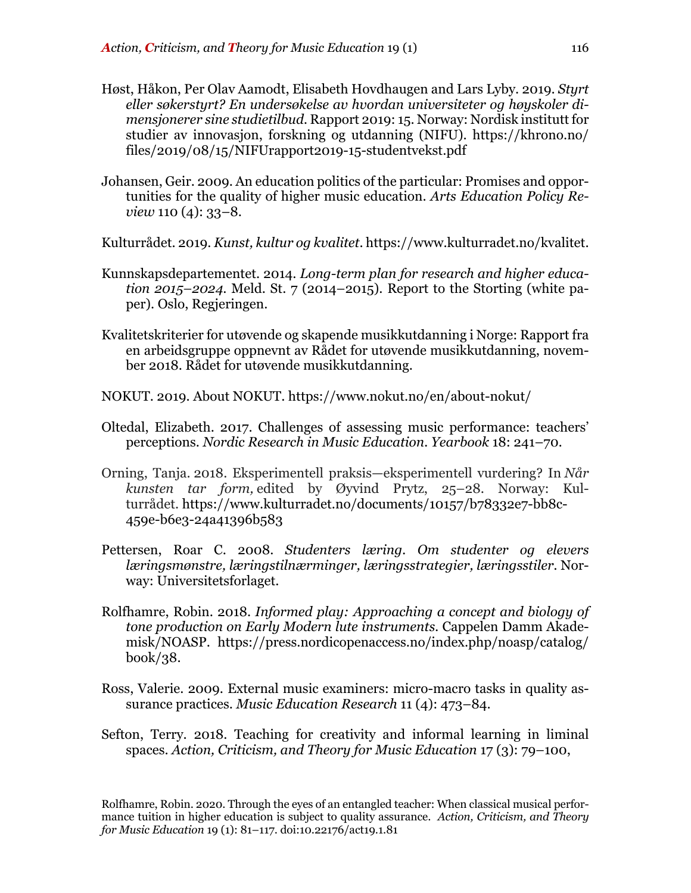Høst, Håkon, Per Olav Aamodt, Elisabeth Hovdhaugen and Lars Lyby. 2019. *Styrt eller søkerstyrt? En undersøkelse av hvordan universiteter og høyskoler dimensjonerer sine studietilbud*. Rapport 2019: 15. Norway: Nordisk institutt for studier av innovasjon, forskning og utdanning (NIFU). https://khrono.no/files/2019/08/15/NIFUrapport2019-15-studentvekst.pdf

Johansen, Geir. 2009. An education politics of the particular: Promises and opportunities for the quality of higher music education. *Arts Education Policy Review* 110 (4): 33–8.

Kulturrådet. 2019. *Kunst, kultur og kvalitet*. https://www.kulturradet.no/kvalitet.

Kunnskapsdepartementet. 2014. *Long-term plan for research and higher education 2015–2024*. Meld. St. 7 (2014–2015). Report to the Storting (white paper). Oslo, Regjeringen.

Kvalitetskriterier for utøvende og skapende musikkutdanning i Norge: Rapport fra en arbeidsgruppe oppnevnt av Rådet for utøvende musikkutdanning, november 2018. Rådet for utøvende musikkutdanning.

NOKUT. 2019. About NOKUT. https://www.nokut.no/en/about-nokut/

Oltedal, Elizabeth. 2017. Challenges of assessing music performance: teachers' perceptions. *Nordic Research in Music Education. Yearbook* 18: 241–70.

Orning, Tanja. 2018. Eksperimentell praksis—eksperimentell vurdering? In *Når kunsten tar form,* edited by Øyvind Prytz, 25–28. Norway: Kulturrådet. https://www.kulturradet.no/documents/10157/b78332e7-bb8c-459e-b6e3-24a41396b583

Pettersen, Roar C. 2008. *Studenters læring. Om studenter og elevers læringsmønstre, læringstilnærminger, læringsstrategier, læringsstiler*. Norway: Universitetsforlaget.

Rolfhamre, Robin. 2018. *Informed play: Approaching a concept and biology of tone production on Early Modern lute instruments*. Cappelen Damm Akademisk/NOASP. https://press.nordicopenaccess.no/index.php/noasp/catalog/book/38.

Ross, Valerie. 2009. External music examiners: micro-macro tasks in quality assurance practices. *Music Education Research* 11 (4): 473–84.

Sefton, Terry. 2018. Teaching for creativity and informal learning in liminal spaces. *Action, Criticism, and Theory for Music Education* 17 (3): 79–100,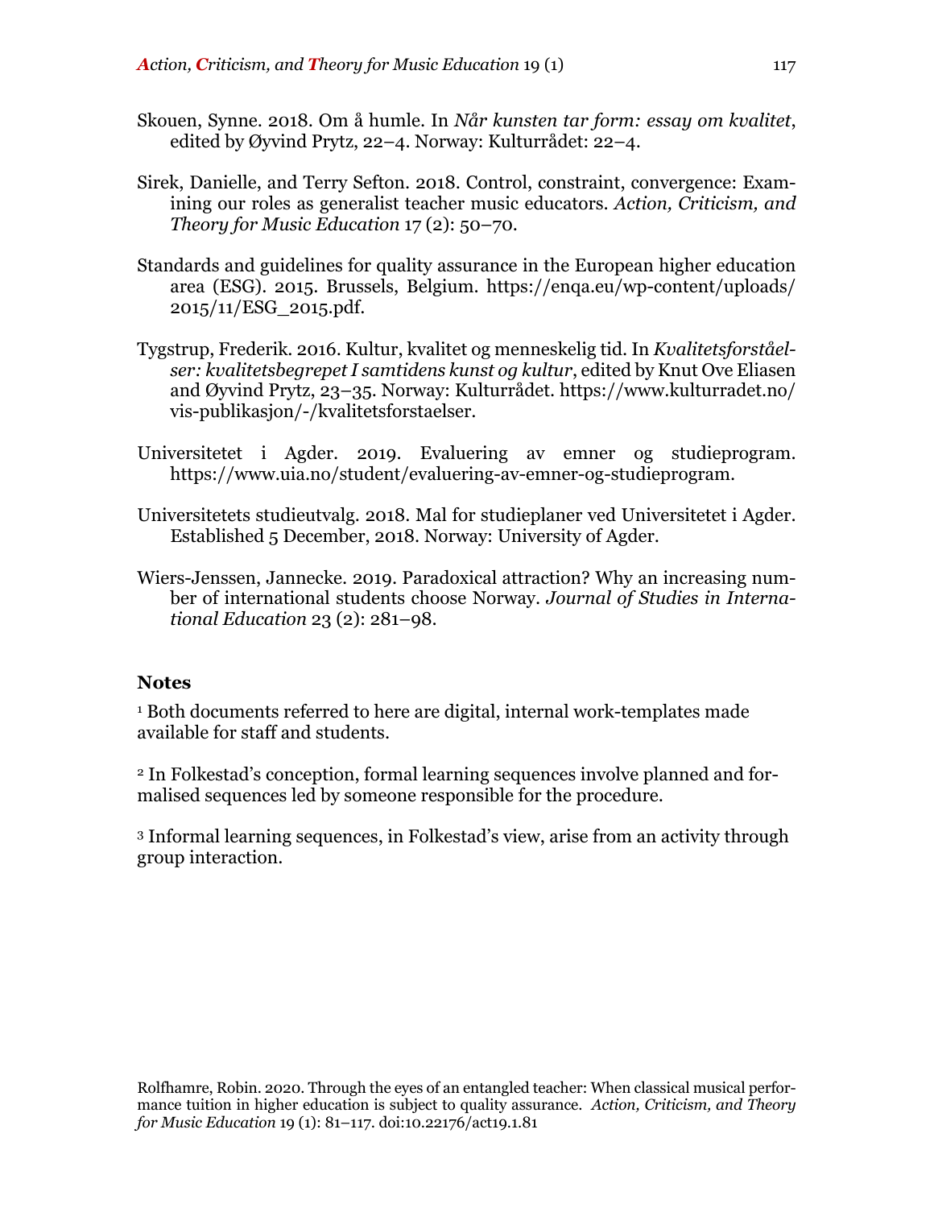Skouen, Synne. 2018. Om å humle. In *Når kunsten tar form: essay om kvalitet*, edited by Øyvind Prytz, 22–4. Norway: Kulturrådet: 22–4.

Sirek, Danielle, and Terry Sefton. 2018. Control, constraint, convergence: Examining our roles as generalist teacher music educators. *Action, Criticism, and Theory for Music Education* 17 (2): 50–70.

Standards and guidelines for quality assurance in the European higher education area (ESG). 2015. Brussels, Belgium. https://enqa.eu/wp-content/uploads/2015/11/ESG_2015.pdf.

Tygstrup, Frederik. 2016. Kultur, kvalitet og menneskelig tid. In *Kvalitetsforståelser: kvalitetsbegrepet I samtidens kunst og kultur*, edited by Knut Ove Eliasen and Øyvind Prytz, 23–35. Norway: Kulturrådet. https://www.kulturradet.no/vis-publikasjon/-/kvalitetsforstaelser.

Universitetet i Agder. 2019. Evaluering av emner og studieprogram. https://www.uia.no/student/evaluering-av-emner-og-studieprogram.

Universitetets studieutvalg. 2018. Mal for studieplaner ved Universitetet i Agder. Established 5 December, 2018. Norway: University of Agder.

Wiers-Jenssen, Jannecke. 2019. Paradoxical attraction? Why an increasing number of international students choose Norway. *Journal of Studies in International Education* 23 (2): 281–98.

## Notes

[1] Both documents referred to here are digital, internal work-templates made available for staff and students.

[2] In Folkestad's conception, formal learning sequences involve planned and formalised sequences led by someone responsible for the procedure.

[3] Informal learning sequences, in Folkestad's view, arise from an activity through group interaction.

Rolfhamre, Robin. 2020. Through the eyes of an entangled teacher: When classical musical performance tuition in higher education is subject to quality assurance. *Action, Criticism, and Theory for Music Education* 19 (1): 81–117. doi:10.22176/act19.1.81